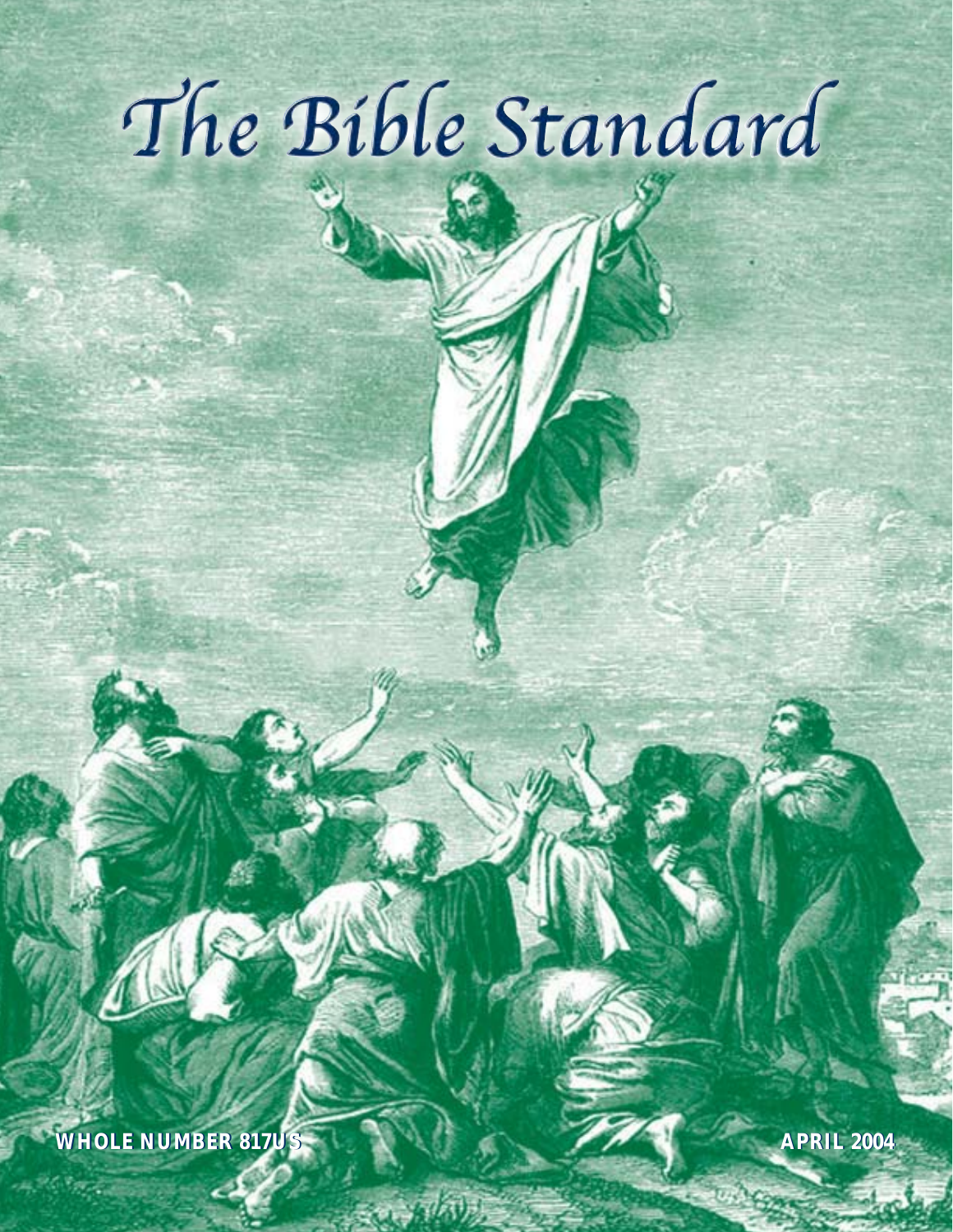# The Bible Standard

WHOLE NUMBER 817US

APRIL 2004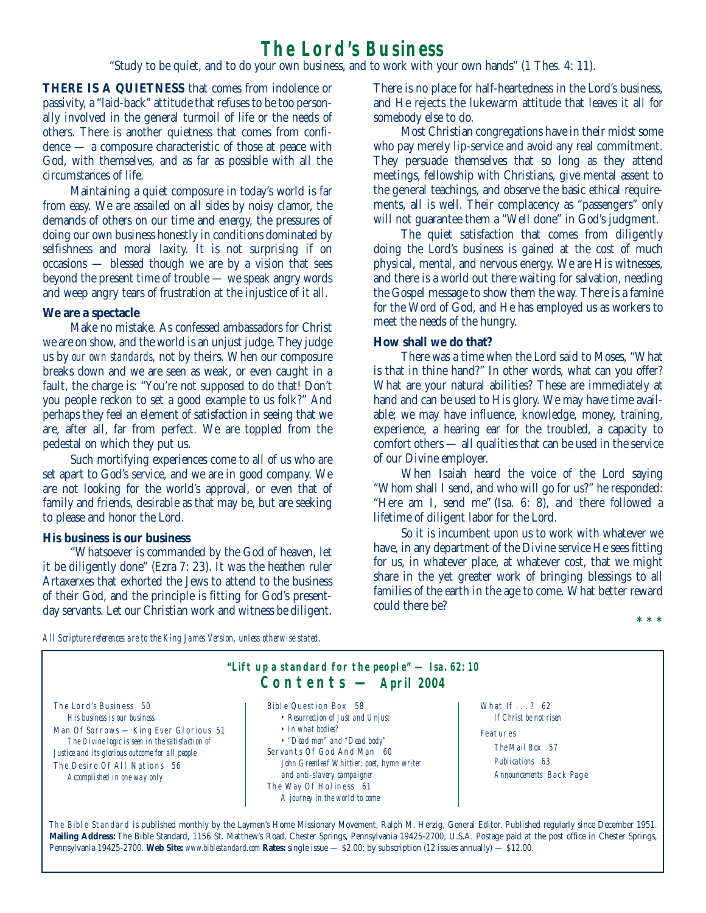# The Lord's Business

"Study to be quiet, and to do your own business, and to work with your own hands" (1 Thes. 4: 11).

**THERE IS A QUIETNESS** that comes from indolence or passivity, a "laid-back" attitude that refuses to be too personally involved in the general turmoil of life or the needs of others. There is another quietness that comes from confidence — a composure characteristic of those at peace with God, with themselves, and as far as possible with all the circumstances of life.

Maintaining a quiet composure in today's world is far from easy. We are assailed on all sides by noisy clamor, the demands of others on our time and energy, the pressures of doing our own business honestly in conditions dominated by selfishness and moral laxity. It is not surprising if on occasions — blessed though we are by a vision that sees beyond the present time of trouble — we speak angry words and weep angry tears of frustration at the injustice of it all.

### We are a spectacle

Make no mistake. As confessed ambassadors for Christ we are on show, and the world is an unjust judge. They judge us by *our own standards*, not by theirs. When our composure breaks down and we are seen as weak, or even caught in a fault, the charge is: "You're not supposed to do that! Don't you people reckon to set a good example to us folk?" And perhaps they feel an element of satisfaction in seeing that we are, after all, far from perfect. We are toppled from the pedestal on which they put us.

Such mortifying experiences come to all of us who are set apart to God's service, and we are in good company. We are not looking for the world's approval, or even that of family and friends, desirable as that may be, but are seeking to please and honor the Lord.

### His business is our business

"Whatsoever is commanded by the God of heaven, let it be diligently done" (Ezra 7: 23). It was the heathen ruler Artaxerxes that exhorted the Jews to attend to the business of their God, and the principle is fitting for God's present-day servants. Let our Christian work and witness be diligent. There is no place for half-heartedness in the Lord's business, and He rejects the lukewarm attitude that leaves it all for somebody else to do.

Most Christian congregations have in their midst some who pay merely lip-service and avoid any real commitment. They persuade themselves that so long as they attend meetings, fellowship with Christians, give mental assent to the general teachings, and observe the basic ethical requirements, all is well. Their complacency as "passengers" only will not guarantee them a "Well done" in God's judgment.

The quiet satisfaction that comes from diligently doing the Lord's business is gained at the cost of much physical, mental, and nervous energy. We are His witnesses, and there is a world out there waiting for salvation, needing the Gospel message to show them the way. There is a famine for the Word of God, and He has employed us as workers to meet the needs of the hungry.

### How shall we do that?

There was a time when the Lord said to Moses, "What is that in thine hand?" In other words, what can you offer? What are your natural abilities? These are immediately at hand and can be used to His glory. We may have time available; we may have influence, knowledge, money, training, experience, a hearing ear for the troubled, a capacity to comfort others — all qualities that can be used in the service of our Divine employer.

When Isaiah heard the voice of the Lord saying "Whom shall I send, and who will go for us?" he responded: "Here am I, send me" (Isa. 6: 8), and there followed a lifetime of diligent labor for the Lord.

So it is incumbent upon us to work with whatever we have, in any department of the Divine service He sees fitting for us, in whatever place, at whatever cost, that we might share in the yet greater work of bringing blessings to all families of the earth in the age to come. What better reward could there be?

\* \* \*

*All Scripture references are to the King James Version, unless otherwise stated.*

---

**"Lift up a standard for the people" — Isa. 62: 10**

## Contents — April 2004

The Lord's Business 50
*His business is our business.*

Man Of Sorrows — King Ever Glorious 51
*The Divine logic is seen in the satisfaction of Justice and its glorious outcome for all people*

The Desire Of All Nations 56
*Accomplished in one way only*

Bible Question Box 58
- *Resurrection of Just and Unjust*
- *In what bodies?*
- *"Dead men" and "Dead body"*

Servants Of God And Man 60
*John Greenleaf Whittier: poet, hymn writer and anti-slavery campaigner*

The Way Of Holiness 61
*A journey in the world to come*

What If . . .? 62
*If Christ be not risen*

Features
- *The Mail Box* 57
- *Publications* 63
- *Announcements* Back Page

*The Bible Standard* is published monthly by the Laymen's Home Missionary Movement, Ralph M. Herzig, General Editor. Published regularly since December 1951. **Mailing Address:** The Bible Standard, 1156 St. Matthew's Road, Chester Springs, Pennsylvania 19425-2700, U.S.A. Postage paid at the post office in Chester Springs, Pennsylvania 19425-2700. **Web Site:** *www.biblestandard.com* **Rates:** single issue — $2.00; by subscription (12 issues annually) — $12.00.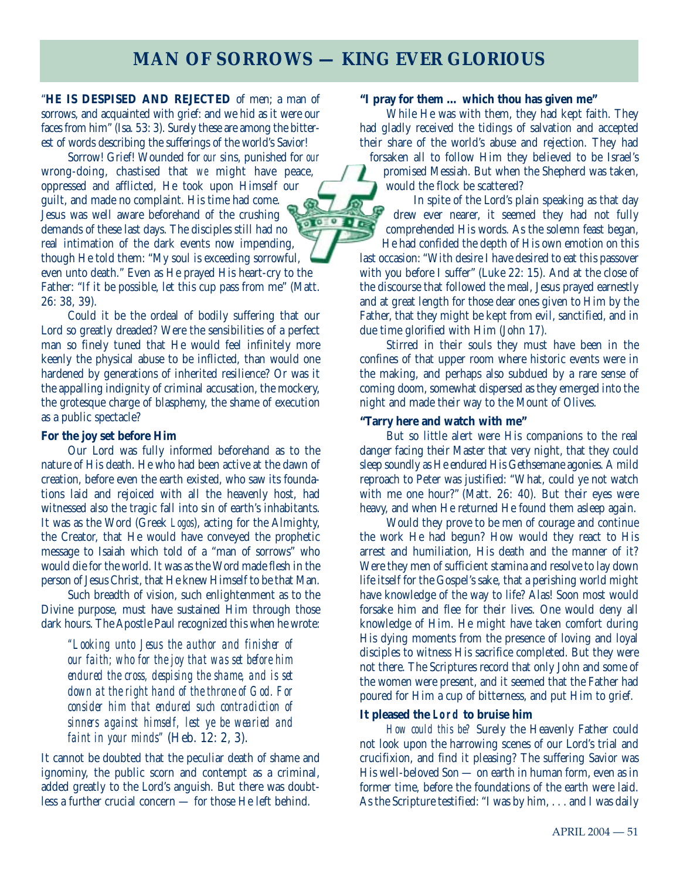# MAN OF SORROWS — KING EVER GLORIOUS

"**HE IS DESPISED AND REJECTED** of men; a man of sorrows, and acquainted with grief: and we hid as it were our faces from him" (Isa. 53: 3). Surely these are among the bitterest of words describing the sufferings of the world's Savior!

Sorrow! Grief! Wounded for *our* sins, punished for *our* wrong-doing, chastised that *we* might have peace, oppressed and afflicted, He took upon Himself our guilt, and made no complaint. His time had come. Jesus was well aware beforehand of the crushing demands of these last days. The disciples still had no real intimation of the dark events now impending, though He told them: "My soul is exceeding sorrowful, even unto death." Even as He prayed His heart-cry to the Father: "If it be possible, let this cup pass from me" (Matt. 26: 38, 39).

Could it be the ordeal of bodily suffering that our Lord so greatly dreaded? Were the sensibilities of a perfect man so finely tuned that He would feel infinitely more keenly the physical abuse to be inflicted, than would one hardened by generations of inherited resilience? Or was it the appalling indignity of criminal accusation, the mockery, the grotesque charge of blasphemy, the shame of execution as a public spectacle?

**For the joy set before Him**

Our Lord was fully informed beforehand as to the nature of His death. He who had been active at the dawn of creation, before even the earth existed, who saw its foundations laid and rejoiced with all the heavenly host, had witnessed also the tragic fall into sin of earth's inhabitants. It was as the Word (Greek *Logos*), acting for the Almighty, the Creator, that He would have conveyed the prophetic message to Isaiah which told of a "man of sorrows" who would die for the world. It was as the Word made flesh in the person of Jesus Christ, that He knew Himself to be that Man.

Such breadth of vision, such enlightenment as to the Divine purpose, must have sustained Him through those dark hours. The Apostle Paul recognized this when he wrote:

> *"Looking unto Jesus the author and finisher of our faith; who for the joy that was set before him endured the cross, despising the shame, and is set down at the right hand of the throne of God. For consider him that endured such contradiction of sinners against himself, lest ye be wearied and faint in your minds"* (Heb. 12: 2, 3).

It cannot be doubted that the peculiar death of shame and ignominy, the public scorn and contempt as a criminal, added greatly to the Lord's anguish. But there was doubtless a further crucial concern — for those He left behind.

**"I pray for them ... which thou has given me"**

While He was with them, they had kept faith. They had gladly received the tidings of salvation and accepted their share of the world's abuse and rejection. They had forsaken all to follow Him they believed to be Israel's promised Messiah. But when the Shepherd was taken, would the flock be scattered?

In spite of the Lord's plain speaking as that day drew ever nearer, it seemed they had not fully comprehended His words. As the solemn feast began, He had confided the depth of His own emotion on this last occasion: "With desire I have desired to eat this passover with you before I suffer" (Luke 22: 15). And at the close of the discourse that followed the meal, Jesus prayed earnestly and at great length for those dear ones given to Him by the Father, that they might be kept from evil, sanctified, and in due time glorified with Him (John 17).

Stirred in their souls they must have been in the confines of that upper room where historic events were in the making, and perhaps also subdued by a rare sense of coming doom, somewhat dispersed as they emerged into the night and made their way to the Mount of Olives.

**"Tarry here and watch with me"**

But so little alert were His companions to the real danger facing their Master that very night, that they could sleep soundly as He endured His Gethsemane agonies. A mild reproach to Peter was justified: "What, could ye not watch with me one hour?" (Matt. 26: 40). But their eyes were heavy, and when He returned He found them asleep again.

Would they prove to be men of courage and continue the work He had begun? How would they react to His arrest and humiliation, His death and the manner of it? Were they men of sufficient stamina and resolve to lay down life itself for the Gospel's sake, that a perishing world might have knowledge of the way to life? Alas! Soon most would forsake him and flee for their lives. One would deny all knowledge of Him. He might have taken comfort during His dying moments from the presence of loving and loyal disciples to witness His sacrifice completed. But they were not there. The Scriptures record that only John and some of the women were present, and it seemed that the Father had poured for Him a cup of bitterness, and put Him to grief.

**It pleased the LORD to bruise him**

*How could this be?* Surely the Heavenly Father could not look upon the harrowing scenes of our Lord's trial and crucifixion, and find it pleasing? The suffering Savior was His well-beloved Son — on earth in human form, even as in former time, before the foundations of the earth were laid. As the Scripture testified: "I was by him, . . . and I was daily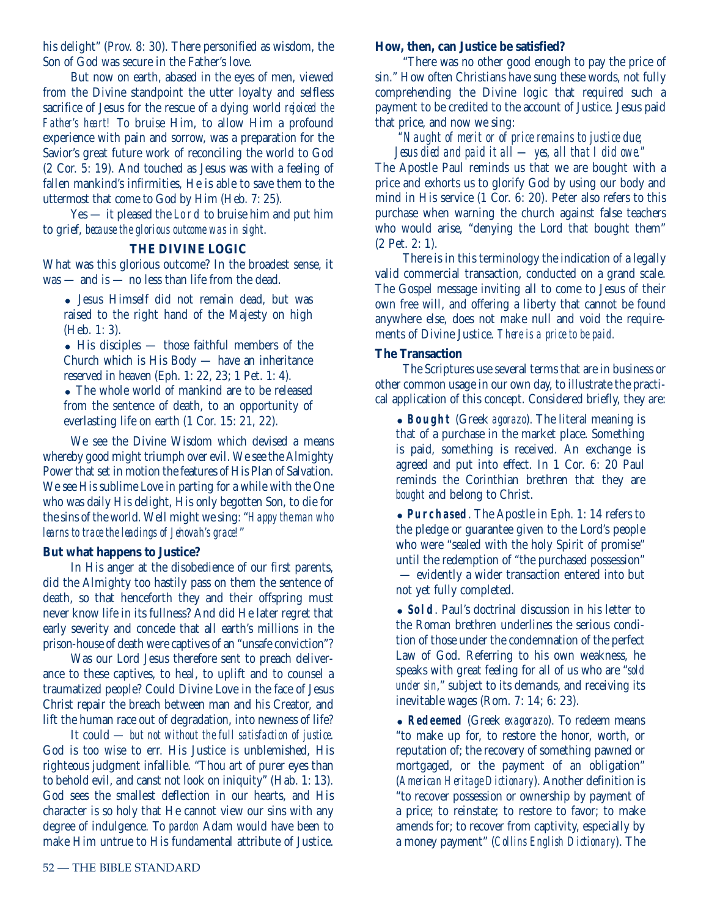his delight" (Prov. 8: 30). There personified as wisdom, the Son of God was secure in the Father's love.

But now on earth, abased in the eyes of men, viewed from the Divine standpoint the utter loyalty and selfless sacrifice of Jesus for the rescue of a dying world *rejoiced the Father's heart!* To bruise Him, to allow Him a profound experience with pain and sorrow, was a preparation for the Savior's great future work of reconciling the world to God (2 Cor. 5: 19). And touched as Jesus was with a feeling of fallen mankind's infirmities, He is able to save them to the uttermost that come to God by Him (Heb. 7: 25).

Yes — it pleased the *Lord* to bruise him and put him to grief, *because the glorious outcome was in sight*.

### THE DIVINE LOGIC

What was this glorious outcome? In the broadest sense, it was — and is — no less than life from the dead.

- Jesus Himself did not remain dead, but was raised to the right hand of the Majesty on high (Heb. 1: 3).
- His disciples — those faithful members of the Church which is His Body — have an inheritance reserved in heaven (Eph. 1: 22, 23; 1 Pet. 1: 4).
- The whole world of mankind are to be released from the sentence of death, to an opportunity of everlasting life on earth (1 Cor. 15: 21, 22).

We see the Divine Wisdom which devised a means whereby good might triumph over evil. We see the Almighty Power that set in motion the features of His Plan of Salvation. We see His sublime Love in parting for a while with the One who was daily His delight, His only begotten Son, to die for the sins of the world. Well might we sing: "*Happy the man who learns to trace the leadings of Jehovah's grace!*"

### But what happens to Justice?

In His anger at the disobedience of our first parents, did the Almighty too hastily pass on them the sentence of death, so that henceforth they and their offspring must never know life in its fullness? And did He later regret that early severity and concede that all earth's millions in the prison-house of death were captives of an "unsafe conviction"?

Was our Lord Jesus therefore sent to preach deliverance to these captives, to heal, to uplift and to counsel a traumatized people? Could Divine Love in the face of Jesus Christ repair the breach between man and his Creator, and lift the human race out of degradation, into newness of life?

It could — *but not without the full satisfaction of justice*. God is too wise to err. His Justice is unblemished, His righteous judgment infallible. "Thou art of purer eyes than to behold evil, and canst not look on iniquity" (Hab. 1: 13). God sees the smallest deflection in our hearts, and His character is so holy that He cannot view our sins with any degree of indulgence. To *pardon* Adam would have been to make Him untrue to His fundamental attribute of Justice.

### How, then, can Justice be satisfied?

"There was no other good enough to pay the price of sin." How often Christians have sung these words, not fully comprehending the Divine logic that required such a payment to be credited to the account of Justice. Jesus paid that price, and now we sing:

*"Naught of merit or of price remains to justice due;*
*Jesus died and paid it all — yes, all that I did owe."*

The Apostle Paul reminds us that we are bought with a price and exhorts us to glorify God by using our body and mind in His service (1 Cor. 6: 20). Peter also refers to this purchase when warning the church against false teachers who would arise, "denying the Lord that bought them" (2 Pet. 2: 1).

There is in this terminology the indication of a legally valid commercial transaction, conducted on a grand scale. The Gospel message inviting all to come to Jesus of their own free will, and offering a liberty that cannot be found anywhere else, does not make null and void the requirements of Divine Justice. *There is a price to be paid.*

### The Transaction

The Scriptures use several terms that are in business or other common usage in our own day, to illustrate the practical application of this concept. Considered briefly, they are:

- ***Bought*** (Greek *agorazo*). The literal meaning is that of a purchase in the market place. Something is paid, something is received. An exchange is agreed and put into effect. In 1 Cor. 6: 20 Paul reminds the Corinthian brethren that they are *bought* and belong to Christ.
- ***Purchased***. The Apostle in Eph. 1: 14 refers to the pledge or guarantee given to the Lord's people who were "sealed with the holy Spirit of promise" until the redemption of "the purchased possession" — evidently a wider transaction entered into but not yet fully completed.
- ***Sold***. Paul's doctrinal discussion in his letter to the Roman brethren underlines the serious condition of those under the condemnation of the perfect Law of God. Referring to his own weakness, he speaks with great feeling for all of us who are "*sold under sin*," subject to its demands, and receiving its inevitable wages (Rom. 7: 14; 6: 23).
- ***Redeemed*** (Greek *exagorazo*). To redeem means "to make up for, to restore the honor, worth, or reputation of; the recovery of something pawned or mortgaged, or the payment of an obligation" (*American Heritage Dictionary*). Another definition is "to recover possession or ownership by payment of a price; to reinstate; to restore to favor; to make amends for; to recover from captivity, especially by a money payment" (*Collins English Dictionary*). The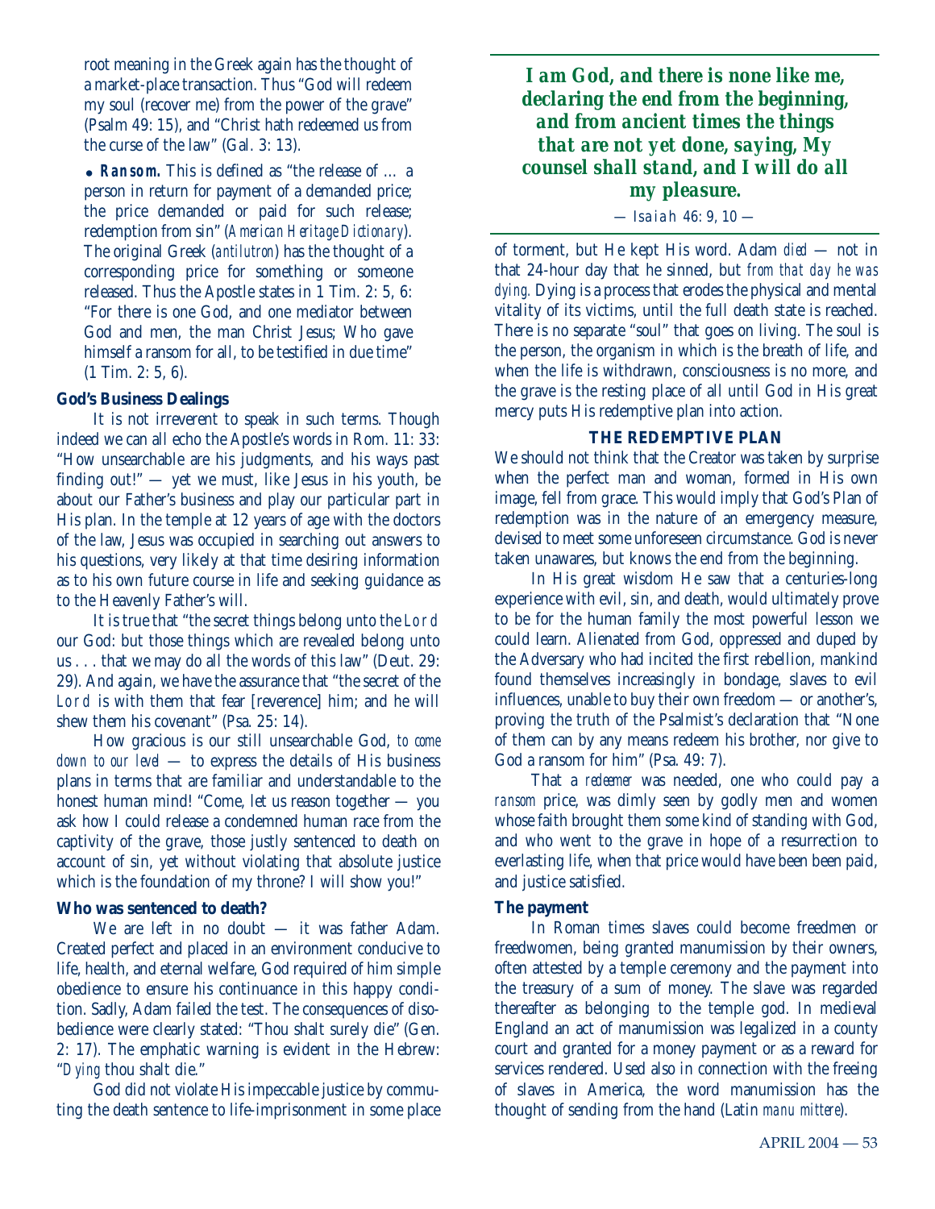root meaning in the Greek again has the thought of a market-place transaction. Thus "God will redeem my soul (recover me) from the power of the grave" (Psalm 49: 15), and "Christ hath redeemed us from the curse of the law" (Gal. 3: 13).

- ***Ransom.*** This is defined as "the release of … a person in return for payment of a demanded price; the price demanded or paid for such release; redemption from sin" (*American Heritage Dictionary*). The original Greek (*antilutron*) has the thought of a corresponding price for something or someone released. Thus the Apostle states in 1 Tim. 2: 5, 6: "For there is one God, and one mediator between God and men, the man Christ Jesus; Who gave himself a ransom for all, to be testified in due time" (1 Tim. 2: 5, 6).

**God's Business Dealings**

It is not irreverent to speak in such terms. Though indeed we can all echo the Apostle's words in Rom. 11: 33: "How unsearchable are his judgments, and his ways past finding out!" — yet we must, like Jesus in his youth, be about our Father's business and play our particular part in His plan. In the temple at 12 years of age with the doctors of the law, Jesus was occupied in searching out answers to his questions, very likely at that time desiring information as to his own future course in life and seeking guidance as to the Heavenly Father's will.

It is true that "the secret things belong unto the Lord our God: but those things which are revealed belong unto us . . . that we may do all the words of this law" (Deut. 29: 29). And again, we have the assurance that "the secret of the Lord is with them that fear [reverence] him; and he will shew them his covenant" (Psa. 25: 14).

How gracious is our still unsearchable God, *to come down to our level* — to express the details of His business plans in terms that are familiar and understandable to the honest human mind! "Come, let us reason together — you ask how I could release a condemned human race from the captivity of the grave, those justly sentenced to death on account of sin, yet without violating that absolute justice which is the foundation of my throne? I will show you!"

**Who was sentenced to death?**

We are left in no doubt — it was father Adam. Created perfect and placed in an environment conducive to life, health, and eternal welfare, God required of him simple obedience to ensure his continuance in this happy condition. Sadly, Adam failed the test. The consequences of disobedience were clearly stated: "Thou shalt surely die" (Gen. 2: 17). The emphatic warning is evident in the Hebrew: "*Dying* thou shalt die."

God did not violate His impeccable justice by commuting the death sentence to life-imprisonment in some place of torment, but He kept His word. Adam *died* — not in that 24-hour day that he sinned, but *from that day he was dying*. Dying is a process that erodes the physical and mental vitality of its victims, until the full death state is reached. There is no separate "soul" that goes on living. The soul is the person, the organism in which is the breath of life, and when the life is withdrawn, consciousness is no more, and the grave is the resting place of all until God in His great mercy puts His redemptive plan into action.

> ***I am God, and there is none like me, declaring the end from the beginning, and from ancient times the things that are not yet done, saying, My counsel shall stand, and I will do all my pleasure.***
>
> — Isaiah 46: 9, 10 —

**THE REDEMPTIVE PLAN**

We should not think that the Creator was taken by surprise when the perfect man and woman, formed in His own image, fell from grace. This would imply that God's Plan of redemption was in the nature of an emergency measure, devised to meet some unforeseen circumstance. God is never taken unawares, but knows the end from the beginning.

In His great wisdom He saw that a centuries-long experience with evil, sin, and death, would ultimately prove to be for the human family the most powerful lesson we could learn. Alienated from God, oppressed and duped by the Adversary who had incited the first rebellion, mankind found themselves increasingly in bondage, slaves to evil influences, unable to buy their own freedom — or another's, proving the truth of the Psalmist's declaration that "None of them can by any means redeem his brother, nor give to God a ransom for him" (Psa. 49: 7).

That a *redeemer* was needed, one who could pay a *ransom* price, was dimly seen by godly men and women whose faith brought them some kind of standing with God, and who went to the grave in hope of a resurrection to everlasting life, when that price would have been been paid, and justice satisfied.

**The payment**

In Roman times slaves could become freedmen or freedwomen, being granted manumission by their owners, often attested by a temple ceremony and the payment into the treasury of a sum of money. The slave was regarded thereafter as belonging to the temple god. In medieval England an act of manumission was legalized in a county court and granted for a money payment or as a reward for services rendered. Used also in connection with the freeing of slaves in America, the word manumission has the thought of sending from the hand (Latin *manu mittere*).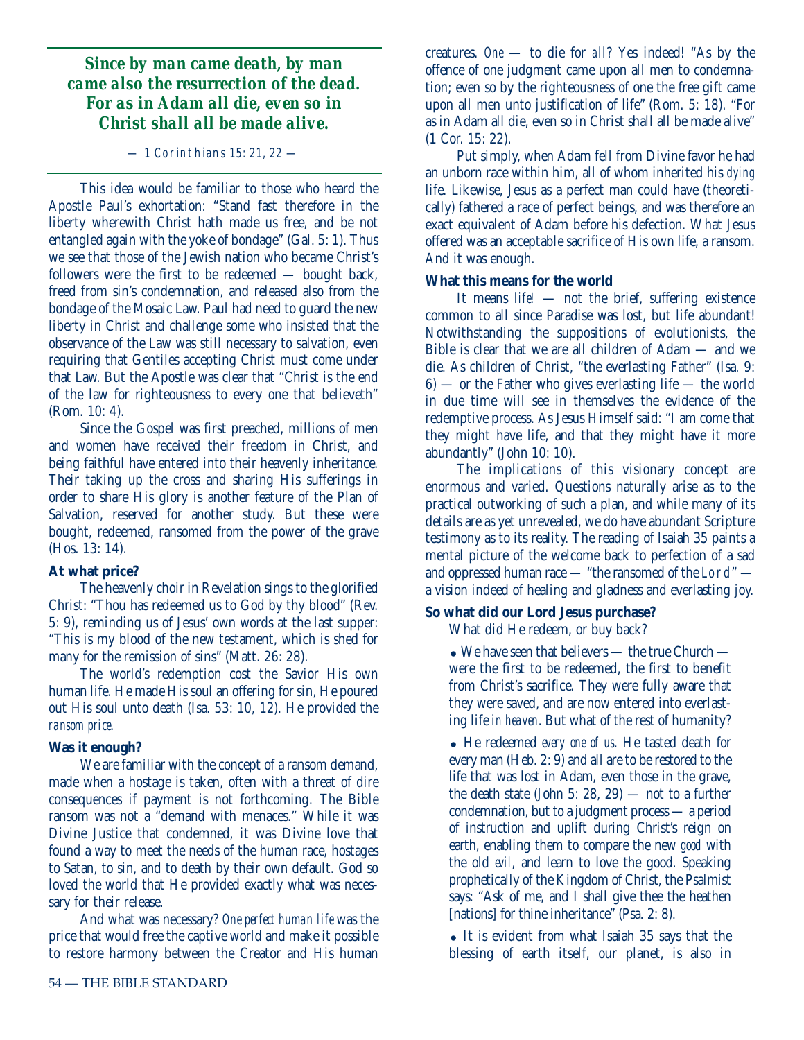***Since by man came death, by man came also the resurrection of the dead. For as in Adam all die, even so in Christ shall all be made alive.***

— 1 Corinthians 15: 21, 22 —

This idea would be familiar to those who heard the Apostle Paul's exhortation: "Stand fast therefore in the liberty wherewith Christ hath made us free, and be not entangled again with the yoke of bondage" (Gal. 5: 1). Thus we see that those of the Jewish nation who became Christ's followers were the first to be redeemed — bought back, freed from sin's condemnation, and released also from the bondage of the Mosaic Law. Paul had need to guard the new liberty in Christ and challenge some who insisted that the observance of the Law was still necessary to salvation, even requiring that Gentiles accepting Christ must come under that Law. But the Apostle was clear that "Christ is the end of the law for righteousness to every one that believeth" (Rom. 10: 4).

Since the Gospel was first preached, millions of men and women have received their freedom in Christ, and being faithful have entered into their heavenly inheritance. Their taking up the cross and sharing His sufferings in order to share His glory is another feature of the Plan of Salvation, reserved for another study. But these were bought, redeemed, ransomed from the power of the grave (Hos. 13: 14).

**At what price?**

The heavenly choir in Revelation sings to the glorified Christ: "Thou has redeemed us to God by thy blood" (Rev. 5: 9), reminding us of Jesus' own words at the last supper: "This is my blood of the new testament, which is shed for many for the remission of sins" (Matt. 26: 28).

The world's redemption cost the Savior His own human life. He made His soul an offering for sin, He poured out His soul unto death (Isa. 53: 10, 12). He provided the *ransom price*.

**Was it enough?**

We are familiar with the concept of a ransom demand, made when a hostage is taken, often with a threat of dire consequences if payment is not forthcoming. The Bible ransom was not a "demand with menaces." While it was Divine Justice that condemned, it was Divine love that found a way to meet the needs of the human race, hostages to Satan, to sin, and to death by their own default. God so loved the world that He provided exactly what was necessary for their release.

And what was necessary? *One perfect human life* was the price that would free the captive world and make it possible to restore harmony between the Creator and His human creatures. *One* — to die for *all*? Yes indeed! "As by the offence of one judgment came upon all men to condemnation; even so by the righteousness of one the free gift came upon all men unto justification of life" (Rom. 5: 18). "For as in Adam all die, even so in Christ shall all be made alive" (1 Cor. 15: 22).

Put simply, when Adam fell from Divine favor he had an unborn race within him, all of whom inherited his *dying* life. Likewise, Jesus as a perfect man could have (theoretically) fathered a race of perfect beings, and was therefore an exact equivalent of Adam before his defection. What Jesus offered was an acceptable sacrifice of His own life, a ransom. And it was enough.

**What this means for the world**

It means *life*! — not the brief, suffering existence common to all since Paradise was lost, but life abundant! Notwithstanding the suppositions of evolutionists, the Bible is clear that we are all children of Adam — and we die. As children of Christ, "the everlasting Father" (Isa. 9: 6) — or the Father who gives everlasting life — the world in due time will see in themselves the evidence of the redemptive process. As Jesus Himself said: "I am come that they might have life, and that they might have it more abundantly" (John 10: 10).

The implications of this visionary concept are enormous and varied. Questions naturally arise as to the practical outworking of such a plan, and while many of its details are as yet unrevealed, we do have abundant Scripture testimony as to its reality. The reading of Isaiah 35 paints a mental picture of the welcome back to perfection of a sad and oppressed human race — "the ransomed of the Lord" — a vision indeed of healing and gladness and everlasting joy.

**So what did our Lord Jesus purchase?**

What did He redeem, or buy back?

- We have seen that believers — the true Church — were the first to be redeemed, the first to benefit from Christ's sacrifice. They were fully aware that they were saved, and are now entered into everlasting life *in heaven*. But what of the rest of humanity?

- He redeemed *every one of us*. He tasted death for every man (Heb. 2: 9) and all are to be restored to the life that was lost in Adam, even those in the grave, the death state (John 5: 28, 29) — not to a further condemnation, but to a judgment process — a period of instruction and uplift during Christ's reign on earth, enabling them to compare the new *good* with the old *evil*, and learn to love the good. Speaking prophetically of the Kingdom of Christ, the Psalmist says: "Ask of me, and I shall give thee the heathen [nations] for thine inheritance" (Psa. 2: 8).

- It is evident from what Isaiah 35 says that the blessing of earth itself, our planet, is also in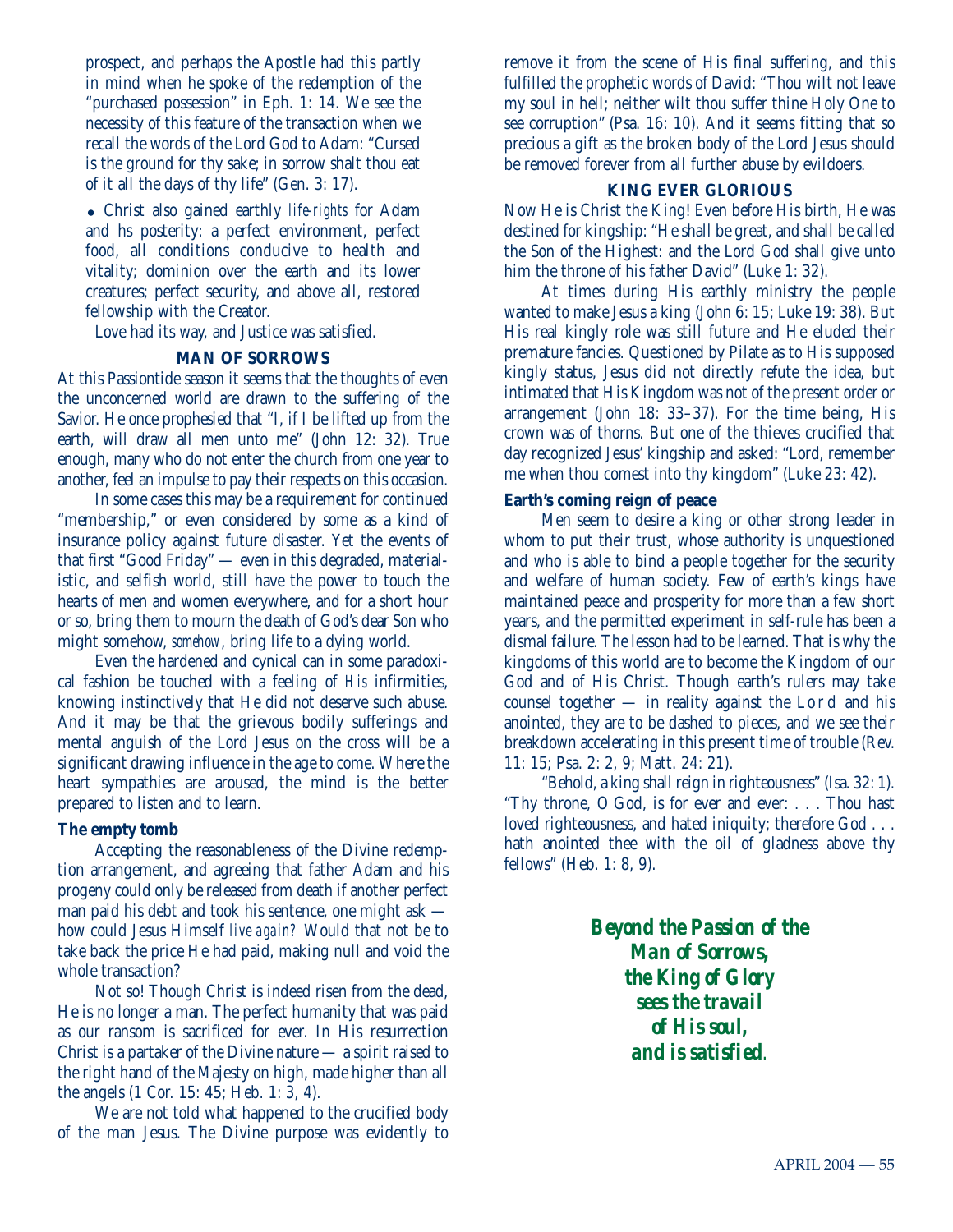prospect, and perhaps the Apostle had this partly in mind when he spoke of the redemption of the "purchased possession" in Eph. 1: 14. We see the necessity of this feature of the transaction when we recall the words of the Lord God to Adam: "Cursed is the ground for thy sake; in sorrow shalt thou eat of it all the days of thy life" (Gen. 3: 17).

- Christ also gained earthly *life-rights* for Adam and hs posterity: a perfect environment, perfect food, all conditions conducive to health and vitality; dominion over the earth and its lower creatures; perfect security, and above all, restored fellowship with the Creator.

Love had its way, and Justice was satisfied.

## MAN OF SORROWS

At this Passiontide season it seems that the thoughts of even the unconcerned world are drawn to the suffering of the Savior. He once prophesied that "I, if I be lifted up from the earth, will draw all men unto me" (John 12: 32). True enough, many who do not enter the church from one year to another, feel an impulse to pay their respects on this occasion.

In some cases this may be a requirement for continued "membership," or even considered by some as a kind of insurance policy against future disaster. Yet the events of that first "Good Friday" — even in this degraded, materialistic, and selfish world, still have the power to touch the hearts of men and women everywhere, and for a short hour or so, bring them to mourn the death of God's dear Son who might somehow, *somehow*, bring life to a dying world.

Even the hardened and cynical can in some paradoxical fashion be touched with a feeling of *His* infirmities, knowing instinctively that He did not deserve such abuse. And it may be that the grievous bodily sufferings and mental anguish of the Lord Jesus on the cross will be a significant drawing influence in the age to come. Where the heart sympathies are aroused, the mind is the better prepared to listen and to learn.

### The empty tomb

Accepting the reasonableness of the Divine redemption arrangement, and agreeing that father Adam and his progeny could only be released from death if another perfect man paid his debt and took his sentence, one might ask — how could Jesus Himself *live again?* Would that not be to take back the price He had paid, making null and void the whole transaction?

Not so! Though Christ is indeed risen from the dead, He is no longer a man. The perfect humanity that was paid as our ransom is sacrificed for ever. In His resurrection Christ is a partaker of the Divine nature — a spirit raised to the right hand of the Majesty on high, made higher than all the angels (1 Cor. 15: 45; Heb. 1: 3, 4).

We are not told what happened to the crucified body of the man Jesus. The Divine purpose was evidently to remove it from the scene of His final suffering, and this fulfilled the prophetic words of David: "Thou wilt not leave my soul in hell; neither wilt thou suffer thine Holy One to see corruption" (Psa. 16: 10). And it seems fitting that so precious a gift as the broken body of the Lord Jesus should be removed forever from all further abuse by evildoers.

## KING EVER GLORIOUS

Now He is Christ the King! Even before His birth, He was destined for kingship: "He shall be great, and shall be called the Son of the Highest: and the Lord God shall give unto him the throne of his father David" (Luke 1: 32).

At times during His earthly ministry the people wanted to make Jesus a king (John 6: 15; Luke 19: 38). But His real kingly role was still future and He eluded their premature fancies. Questioned by Pilate as to His supposed kingly status, Jesus did not directly refute the idea, but intimated that His Kingdom was not of the present order or arrangement (John 18: 33–37). For the time being, His crown was of thorns. But one of the thieves crucified that day recognized Jesus' kingship and asked: "Lord, remember me when thou comest into thy kingdom" (Luke 23: 42).

### Earth's coming reign of peace

Men seem to desire a king or other strong leader in whom to put their trust, whose authority is unquestioned and who is able to bind a people together for the security and welfare of human society. Few of earth's kings have maintained peace and prosperity for more than a few short years, and the permitted experiment in self-rule has been a dismal failure. The lesson had to be learned. That is why the kingdoms of this world are to become the Kingdom of our God and of His Christ. Though earth's rulers may take counsel together — in reality against the Lord and his anointed, they are to be dashed to pieces, and we see their breakdown accelerating in this present time of trouble (Rev. 11: 15; Psa. 2: 2, 9; Matt. 24: 21).

"Behold, a king shall reign in righteousness" (Isa. 32: 1). "Thy throne, O God, is for ever and ever: . . . Thou hast loved righteousness, and hated iniquity; therefore God . . . hath anointed thee with the oil of gladness above thy fellows" (Heb. 1: 8, 9).

***Beyond the Passion of the Man of Sorrows, the King of Glory sees the travail of His soul, and is satisfied*.**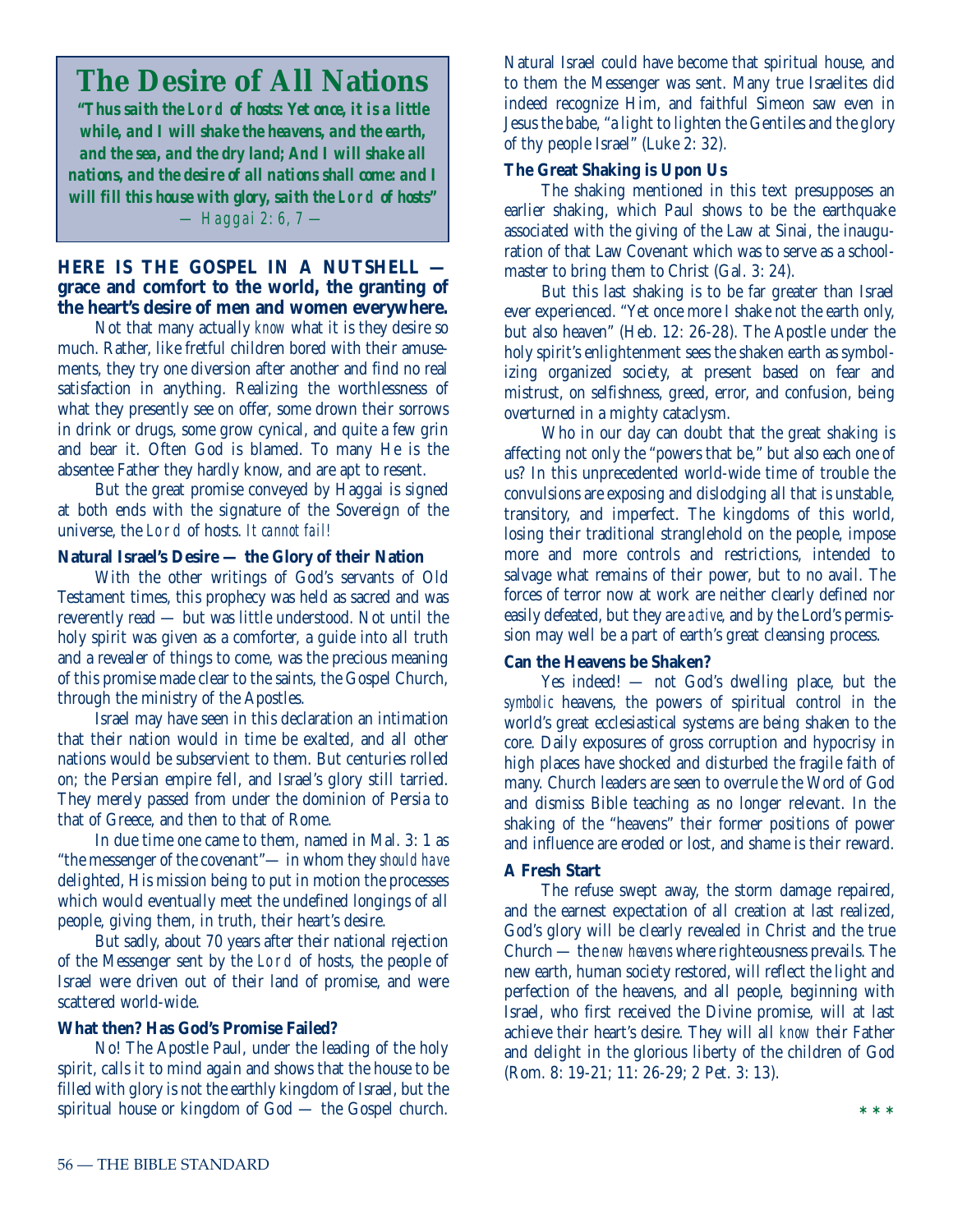# The Desire of All Nations

***"Thus saith the* Lord *of hosts: Yet once, it is a little while, and I will shake the heavens, and the earth, and the sea, and the dry land; And I will shake all nations, and the desire of all nations shall come: and I will fill this house with glory, saith the* Lord *of hosts"***

*— Haggai 2: 6, 7 —*

**HERE IS THE GOSPEL IN A NUTSHELL — grace and comfort to the world, the granting of the heart's desire of men and women everywhere.**

Not that many actually *know* what it is they desire so much. Rather, like fretful children bored with their amusements, they try one diversion after another and find no real satisfaction in anything. Realizing the worthlessness of what they presently see on offer, some drown their sorrows in drink or drugs, some grow cynical, and quite a few grin and bear it. Often God is blamed. To many He is the absentee Father they hardly know, and are apt to resent.

But the great promise conveyed by Haggai is signed at both ends with the signature of the Sovereign of the universe, the Lord of hosts. *It cannot fail!*

### Natural Israel's Desire — the Glory of their Nation

With the other writings of God's servants of Old Testament times, this prophecy was held as sacred and was reverently read — but was little understood. Not until the holy spirit was given as a comforter, a guide into all truth and a revealer of things to come, was the precious meaning of this promise made clear to the saints, the Gospel Church, through the ministry of the Apostles.

Israel may have seen in this declaration an intimation that their nation would in time be exalted, and all other nations would be subservient to them. But centuries rolled on; the Persian empire fell, and Israel's glory still tarried. They merely passed from under the dominion of Persia to that of Greece, and then to that of Rome.

In due time one came to them, named in Mal. 3: 1 as "the messenger of the covenant"— in whom they *should have* delighted, His mission being to put in motion the processes which would eventually meet the undefined longings of all people, giving them, in truth, their heart's desire.

But sadly, about 70 years after their national rejection of the Messenger sent by the Lord of hosts, the people of Israel were driven out of their land of promise, and were scattered world-wide.

### What then? Has God's Promise Failed?

No! The Apostle Paul, under the leading of the holy spirit, calls it to mind again and shows that the house to be filled with glory is not the earthly kingdom of Israel, but the spiritual house or kingdom of God — the Gospel church. Natural Israel could have become that spiritual house, and to them the Messenger was sent. Many true Israelites did indeed recognize Him, and faithful Simeon saw even in Jesus the babe, "a light to lighten the Gentiles and the glory of thy people Israel" (Luke 2: 32).

### The Great Shaking is Upon Us

The shaking mentioned in this text presupposes an earlier shaking, which Paul shows to be the earthquake associated with the giving of the Law at Sinai, the inauguration of that Law Covenant which was to serve as a schoolmaster to bring them to Christ (Gal. 3: 24).

But this last shaking is to be far greater than Israel ever experienced. "Yet once more I shake not the earth only, but also heaven" (Heb. 12: 26-28). The Apostle under the holy spirit's enlightenment sees the shaken earth as symbolizing organized society, at present based on fear and mistrust, on selfishness, greed, error, and confusion, being overturned in a mighty cataclysm.

Who in our day can doubt that the great shaking is affecting not only the "powers that be," but also each one of us? In this unprecedented world-wide time of trouble the convulsions are exposing and dislodging all that is unstable, transitory, and imperfect. The kingdoms of this world, losing their traditional stranglehold on the people, impose more and more controls and restrictions, intended to salvage what remains of their power, but to no avail. The forces of terror now at work are neither clearly defined nor easily defeated, but they are *active*, and by the Lord's permission may well be a part of earth's great cleansing process.

### Can the Heavens be Shaken?

Yes indeed! — not God's dwelling place, but the *symbolic* heavens, the powers of spiritual control in the world's great ecclesiastical systems are being shaken to the core. Daily exposures of gross corruption and hypocrisy in high places have shocked and disturbed the fragile faith of many. Church leaders are seen to overrule the Word of God and dismiss Bible teaching as no longer relevant. In the shaking of the "heavens" their former positions of power and influence are eroded or lost, and shame is their reward.

### A Fresh Start

The refuse swept away, the storm damage repaired, and the earnest expectation of all creation at last realized, God's glory will be clearly revealed in Christ and the true Church — the *new heavens* where righteousness prevails. The new earth, human society restored, will reflect the light and perfection of the heavens, and all people, beginning with Israel, who first received the Divine promise, will at last achieve their heart's desire. They will all *know* their Father and delight in the glorious liberty of the children of God (Rom. 8: 19-21; 11: 26-29; 2 Pet. 3: 13).

\* \* \*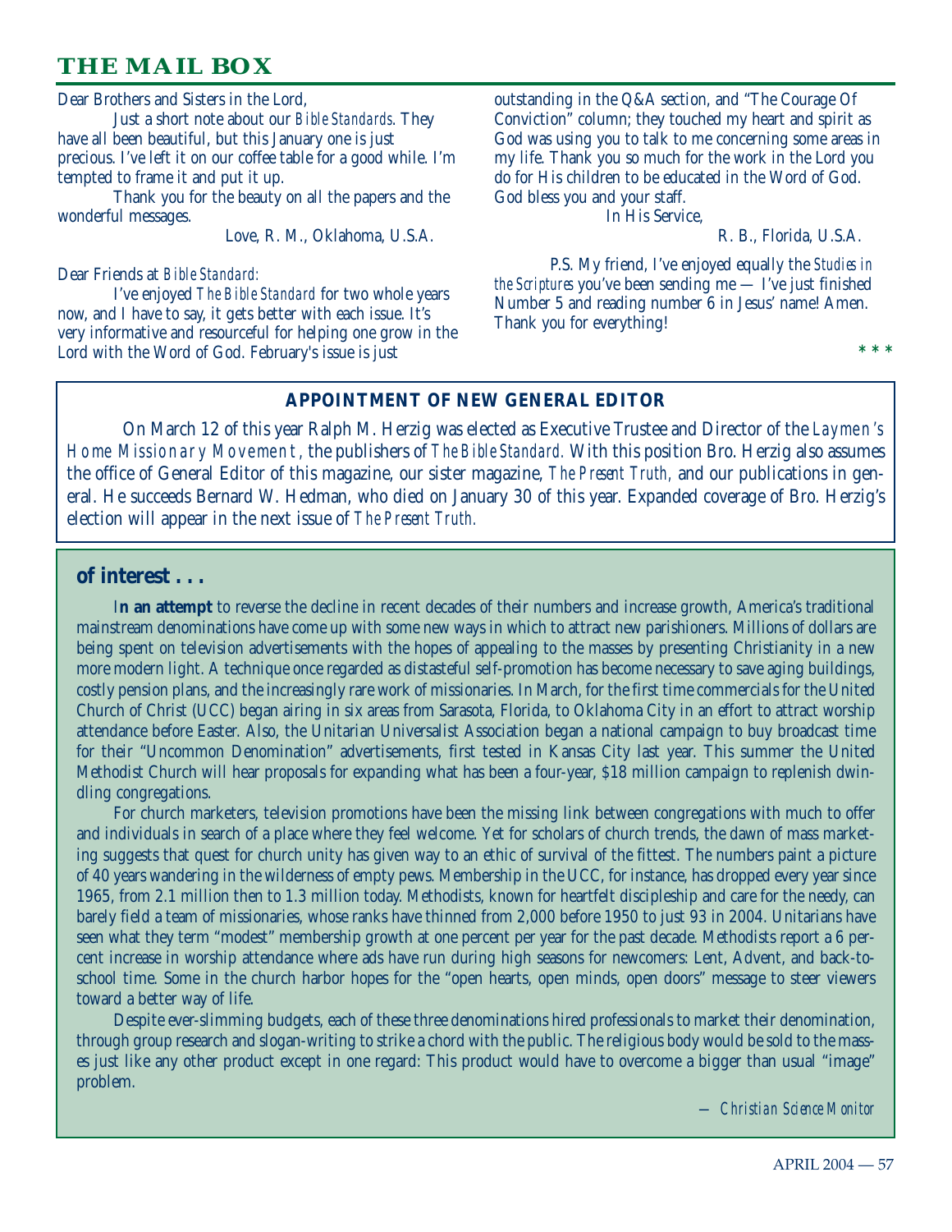## THE MAIL BOX

Dear Brothers and Sisters in the Lord,

Just a short note about our *Bible Standards*. They have all been beautiful, but this January one is just precious. I've left it on our coffee table for a good while. I'm tempted to frame it and put it up.

Thank you for the beauty on all the papers and the wonderful messages.

Love, R. M., Oklahoma, U.S.A.

Dear Friends at *Bible Standard:*

I've enjoyed *The Bible Standard* for two whole years now, and I have to say, it gets better with each issue. It's very informative and resourceful for helping one grow in the Lord with the Word of God. February's issue is just outstanding in the Q&A section, and "The Courage Of Conviction" column; they touched my heart and spirit as God was using you to talk to me concerning some areas in my life. Thank you so much for the work in the Lord you do for His children to be educated in the Word of God. God bless you and your staff.

In His Service,

R. B., Florida, U.S.A.

P.S. My friend, I've enjoyed equally the *Studies in the Scriptures* you've been sending me — I've just finished Number 5 and reading number 6 in Jesus' name! Amen. Thank you for everything!

* * *

### APPOINTMENT OF NEW GENERAL EDITOR

On March 12 of this year Ralph M. Herzig was elected as Executive Trustee and Director of the *Laymen's Home Missionary Movement,* the publishers of *The Bible Standard.* With this position Bro. Herzig also assumes the office of General Editor of this magazine, our sister magazine, *The Present Truth,* and our publications in general. He succeeds Bernard W. Hedman, who died on January 30 of this year. Expanded coverage of Bro. Herzig's election will appear in the next issue of *The Present Truth.*

### of interest . . .

**In an attempt** to reverse the decline in recent decades of their numbers and increase growth, America's traditional mainstream denominations have come up with some new ways in which to attract new parishioners. Millions of dollars are being spent on television advertisements with the hopes of appealing to the masses by presenting Christianity in a new more modern light. A technique once regarded as distasteful self-promotion has become necessary to save aging buildings, costly pension plans, and the increasingly rare work of missionaries. In March, for the first time commercials for the United Church of Christ (UCC) began airing in six areas from Sarasota, Florida, to Oklahoma City in an effort to attract worship attendance before Easter. Also, the Unitarian Universalist Association began a national campaign to buy broadcast time for their "Uncommon Denomination" advertisements, first tested in Kansas City last year. This summer the United Methodist Church will hear proposals for expanding what has been a four-year, $18 million campaign to replenish dwindling congregations.

For church marketers, television promotions have been the missing link between congregations with much to offer and individuals in search of a place where they feel welcome. Yet for scholars of church trends, the dawn of mass marketing suggests that quest for church unity has given way to an ethic of survival of the fittest. The numbers paint a picture of 40 years wandering in the wilderness of empty pews. Membership in the UCC, for instance, has dropped every year since 1965, from 2.1 million then to 1.3 million today. Methodists, known for heartfelt discipleship and care for the needy, can barely field a team of missionaries, whose ranks have thinned from 2,000 before 1950 to just 93 in 2004. Unitarians have seen what they term "modest" membership growth at one percent per year for the past decade. Methodists report a 6 percent increase in worship attendance where ads have run during high seasons for newcomers: Lent, Advent, and back-to-school time. Some in the church harbor hopes for the "open hearts, open minds, open doors" message to steer viewers toward a better way of life.

Despite ever-slimming budgets, each of these three denominations hired professionals to market their denomination, through group research and slogan-writing to strike a chord with the public. The religious body would be sold to the masses just like any other product except in one regard: This product would have to overcome a bigger than usual "image" problem.

*— Christian Science Monitor*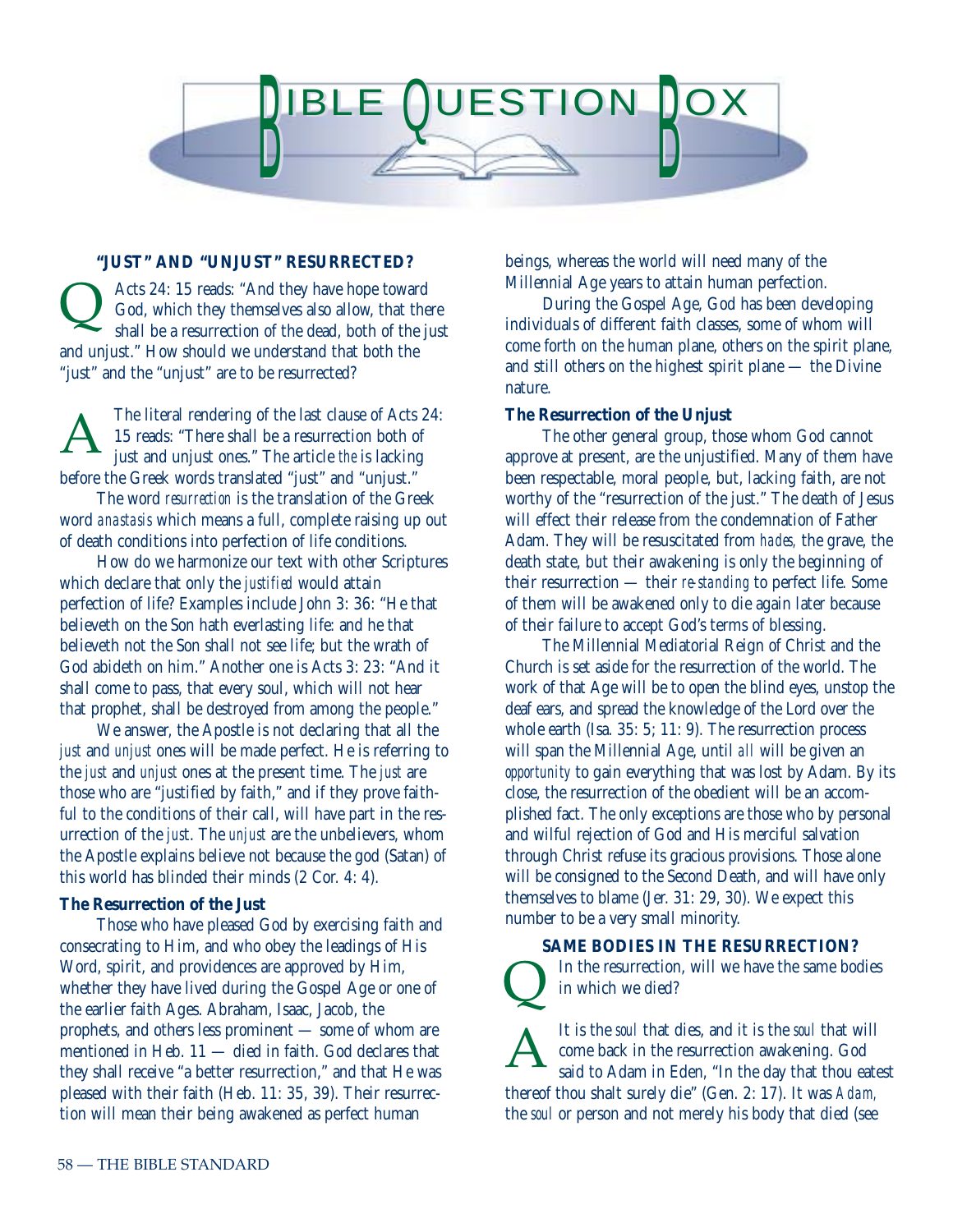# BIBLE QUESTION BOX

### "JUST" AND "UNJUST" RESURRECTED?

**Q** Acts 24: 15 reads: "And they have hope toward God, which they themselves also allow, that there shall be a resurrection of the dead, both of the just and unjust." How should we understand that both the "just" and the "unjust" are to be resurrected?

**A** The literal rendering of the last clause of Acts 24: 15 reads: "There shall be a resurrection both of just and unjust ones." The article *the* is lacking before the Greek words translated "just" and "unjust."

The word *resurrection* is the translation of the Greek word *anastasis* which means a full, complete raising up out of death conditions into perfection of life conditions.

How do we harmonize our text with other Scriptures which declare that only the *justified* would attain perfection of life? Examples include John 3: 36: "He that believeth on the Son hath everlasting life: and he that believeth not the Son shall not see life; but the wrath of God abideth on him." Another one is Acts 3: 23: "And it shall come to pass, that every soul, which will not hear that prophet, shall be destroyed from among the people."

We answer, the Apostle is not declaring that all the *just* and *unjust* ones will be made perfect. He is referring to the *just* and *unjust* ones at the present time. The *just* are those who are "justified by faith," and if they prove faithful to the conditions of their call, will have part in the resurrection of the *just*. The *unjust* are the unbelievers, whom the Apostle explains believe not because the god (Satan) of this world has blinded their minds (2 Cor. 4: 4).

#### The Resurrection of the Just

Those who have pleased God by exercising faith and consecrating to Him, and who obey the leadings of His Word, spirit, and providences are approved by Him, whether they have lived during the Gospel Age or one of the earlier faith Ages. Abraham, Isaac, Jacob, the prophets, and others less prominent — some of whom are mentioned in Heb. 11 — died in faith. God declares that they shall receive "a better resurrection," and that He was pleased with their faith (Heb. 11: 35, 39). Their resurrection will mean their being awakened as perfect human beings, whereas the world will need many of the Millennial Age years to attain human perfection.

During the Gospel Age, God has been developing individuals of different faith classes, some of whom will come forth on the human plane, others on the spirit plane, and still others on the highest spirit plane — the Divine nature.

#### The Resurrection of the Unjust

The other general group, those whom God cannot approve at present, are the unjustified. Many of them have been respectable, moral people, but, lacking faith, are not worthy of the "resurrection of the just." The death of Jesus will effect their release from the condemnation of Father Adam. They will be resuscitated from *hades*, the grave, the death state, but their awakening is only the beginning of their resurrection — their *re-standing* to perfect life. Some of them will be awakened only to die again later because of their failure to accept God's terms of blessing.

The Millennial Mediatorial Reign of Christ and the Church is set aside for the resurrection of the world. The work of that Age will be to open the blind eyes, unstop the deaf ears, and spread the knowledge of the Lord over the whole earth (Isa. 35: 5; 11: 9). The resurrection process will span the Millennial Age, until *all* will be given an *opportunity* to gain everything that was lost by Adam. By its close, the resurrection of the obedient will be an accomplished fact. The only exceptions are those who by personal and wilful rejection of God and His merciful salvation through Christ refuse its gracious provisions. Those alone will be consigned to the Second Death, and will have only themselves to blame (Jer. 31: 29, 30). We expect this number to be a very small minority.

### SAME BODIES IN THE RESURRECTION?

**Q** In the resurrection, will we have the same bodies in which we died?

**A** It is the *soul* that dies, and it is the *soul* that will come back in the resurrection awakening. God said to Adam in Eden, "In the day that thou eatest thereof thou shalt surely die" (Gen. 2: 17). It was *Adam,* the *soul* or person and not merely his body that died (see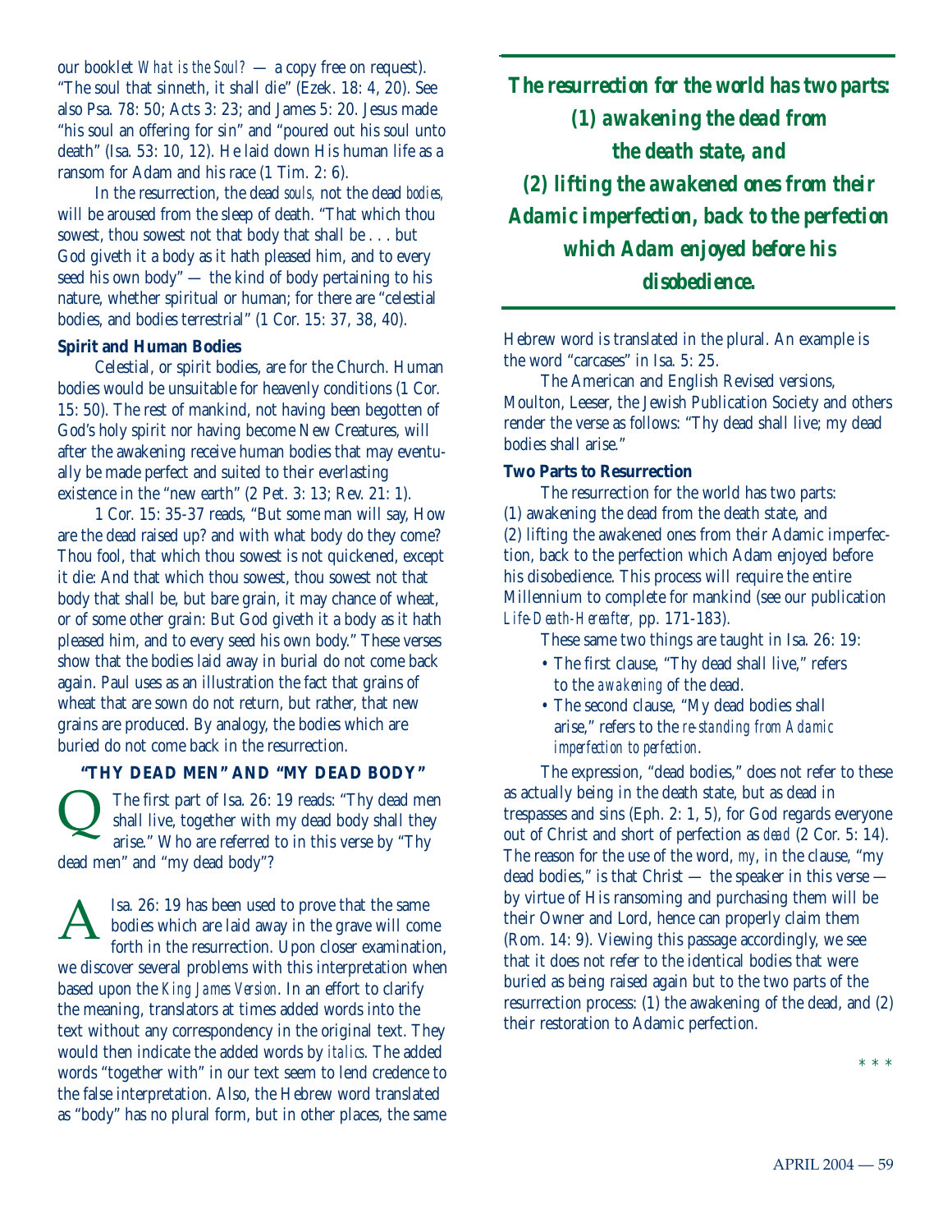our booklet *What is the Soul?* — a copy free on request). "The soul that sinneth, it shall die" (Ezek. 18: 4, 20). See also Psa. 78: 50; Acts 3: 23; and James 5: 20. Jesus made "his soul an offering for sin" and "poured out his soul unto death" (Isa. 53: 10, 12). He laid down His human life as a ransom for Adam and his race (1 Tim. 2: 6).

In the resurrection, the dead *souls,* not the dead *bodies,* will be aroused from the sleep of death. "That which thou sowest, thou sowest not that body that shall be . . . but God giveth it a body as it hath pleased him, and to every seed his own body" — the kind of body pertaining to his nature, whether spiritual or human; for there are "celestial bodies, and bodies terrestrial" (1 Cor. 15: 37, 38, 40).

**Spirit and Human Bodies**

Celestial, or spirit bodies, are for the Church. Human bodies would be unsuitable for heavenly conditions (1 Cor. 15: 50). The rest of mankind, not having been begotten of God's holy spirit nor having become New Creatures, will after the awakening receive human bodies that may eventually be made perfect and suited to their everlasting existence in the "new earth" (2 Pet. 3: 13; Rev. 21: 1).

1 Cor. 15: 35-37 reads, "But some man will say, How are the dead raised up? and with what body do they come? Thou fool, that which thou sowest is not quickened, except it die: And that which thou sowest, thou sowest not that body that shall be, but bare grain, it may chance of wheat, or of some other grain: But God giveth it a body as it hath pleased him, and to every seed his own body." These verses show that the bodies laid away in burial do not come back again. Paul uses as an illustration the fact that grains of wheat that are sown do not return, but rather, that new grains are produced. By analogy, the bodies which are buried do not come back in the resurrection.

## "THY DEAD MEN" AND "MY DEAD BODY"

**Q** The first part of Isa. 26: 19 reads: "Thy dead men shall live, together with my dead body shall they arise." Who are referred to in this verse by "Thy dead men" and "my dead body"?

**A** Isa. 26: 19 has been used to prove that the same bodies which are laid away in the grave will come forth in the resurrection. Upon closer examination, we discover several problems with this interpretation when based upon the *King James Version*. In an effort to clarify the meaning, translators at times added words into the text without any correspondency in the original text. They would then indicate the added words by *italics*. The added words "together with" in our text seem to lend credence to the false interpretation. Also, the Hebrew word translated as "body" has no plural form, but in other places, the same Hebrew word is translated in the plural. An example is the word "carcases" in Isa. 5: 25.

> ***The resurrection for the world has two parts: (1) awakening the dead from the death state, and (2) lifting the awakened ones from their Adamic imperfection, back to the perfection which Adam enjoyed before his disobedience.***

The American and English Revised versions, Moulton, Leeser, the Jewish Publication Society and others render the verse as follows: "Thy dead shall live; my dead bodies shall arise."

**Two Parts to Resurrection**

The resurrection for the world has two parts: (1) awakening the dead from the death state, and (2) lifting the awakened ones from their Adamic imperfection, back to the perfection which Adam enjoyed before his disobedience. This process will require the entire Millennium to complete for mankind (see our publication *Life-Death-Hereafter,* pp. 171-183).

These same two things are taught in Isa. 26: 19:

- The first clause, "Thy dead shall live," refers to the *awakening* of the dead.
- The second clause, "My dead bodies shall arise," refers to the *re-standing from Adamic imperfection to perfection*.

The expression, "dead bodies," does not refer to these as actually being in the death state, but as dead in trespasses and sins (Eph. 2: 1, 5), for God regards everyone out of Christ and short of perfection as *dead* (2 Cor. 5: 14). The reason for the use of the word, *my*, in the clause, "my dead bodies," is that Christ — the speaker in this verse — by virtue of His ransoming and purchasing them will be their Owner and Lord, hence can properly claim them (Rom. 14: 9). Viewing this passage accordingly, we see that it does not refer to the identical bodies that were buried as being raised again but to the two parts of the resurrection process: (1) the awakening of the dead, and (2) their restoration to Adamic perfection.

\* \* \*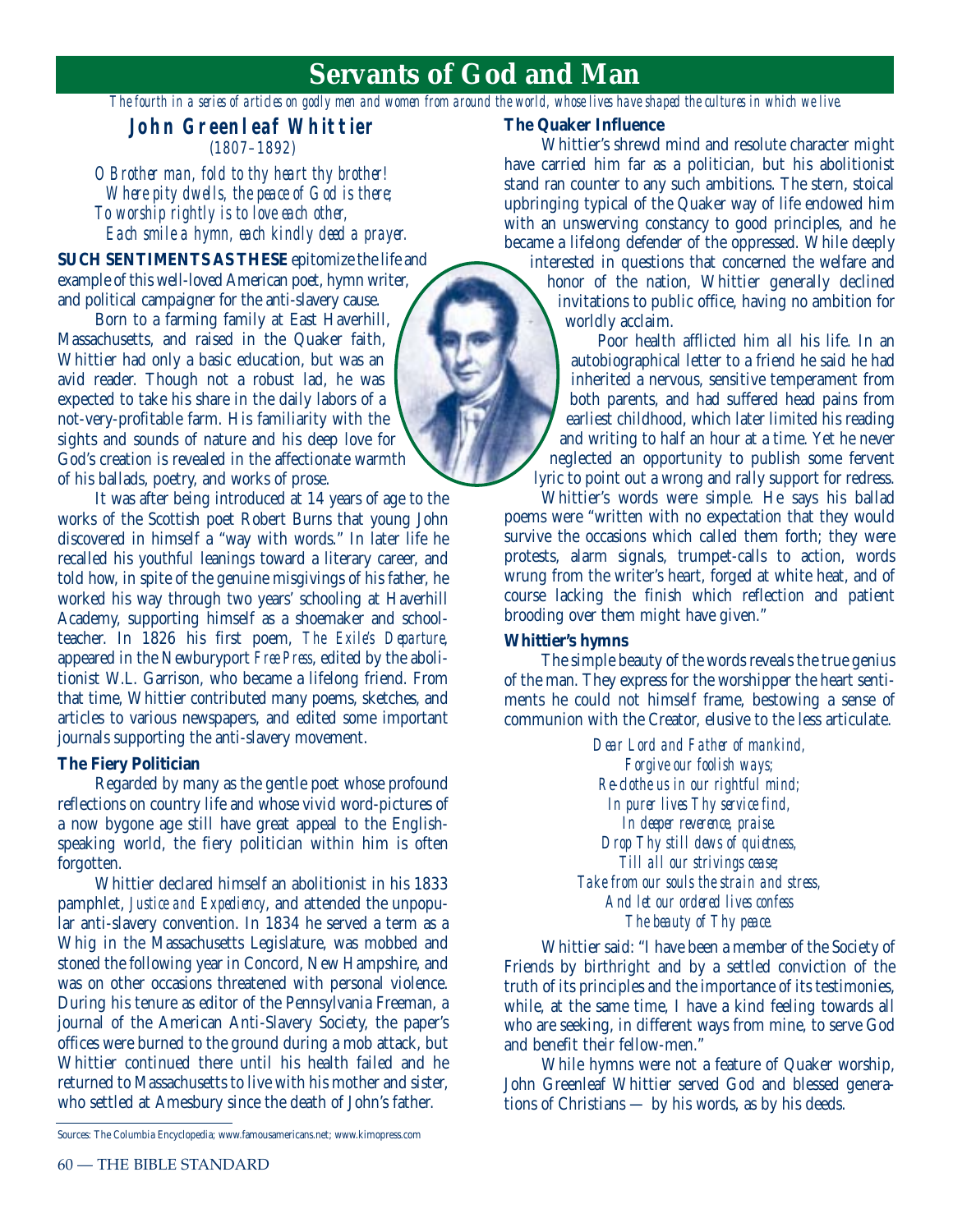# Servants of God and Man

*The fourth in a series of articles on godly men and women from around the world, whose lives have shaped the cultures in which we live.*

## John Greenleaf Whittier

(1807–1892)

*O Brother man, fold to thy heart thy brother!*
*Where pity dwells, the peace of God is there;*
*To worship rightly is to love each other,*
*Each smile a hymn, each kindly deed a prayer.*

**SUCH SENTIMENTS AS THESE** epitomize the life and example of this well-loved American poet, hymn writer, and political campaigner for the anti-slavery cause.

Born to a farming family at East Haverhill, Massachusetts, and raised in the Quaker faith, Whittier had only a basic education, but was an avid reader. Though not a robust lad, he was expected to take his share in the daily labors of a not-very-profitable farm. His familiarity with the sights and sounds of nature and his deep love for God's creation is revealed in the affectionate warmth of his ballads, poetry, and works of prose.

It was after being introduced at 14 years of age to the works of the Scottish poet Robert Burns that young John discovered in himself a "way with words." In later life he recalled his youthful leanings toward a literary career, and told how, in spite of the genuine misgivings of his father, he worked his way through two years' schooling at Haverhill Academy, supporting himself as a shoemaker and school-teacher. In 1826 his first poem, *The Exile's Departure*, appeared in the Newburyport *Free Press*, edited by the abolitionist W.L. Garrison, who became a lifelong friend. From that time, Whittier contributed many poems, sketches, and articles to various newspapers, and edited some important journals supporting the anti-slavery movement.

### The Fiery Politician

Regarded by many as the gentle poet whose profound reflections on country life and whose vivid word-pictures of a now bygone age still have great appeal to the English-speaking world, the fiery politician within him is often forgotten.

Whittier declared himself an abolitionist in his 1833 pamphlet, *Justice and Expediency*, and attended the unpopular anti-slavery convention. In 1834 he served a term as a Whig in the Massachusetts Legislature, was mobbed and stoned the following year in Concord, New Hampshire, and was on other occasions threatened with personal violence. During his tenure as editor of the Pennsylvania Freeman, a journal of the American Anti-Slavery Society, the paper's offices were burned to the ground during a mob attack, but Whittier continued there until his health failed and he returned to Massachusetts to live with his mother and sister, who settled at Amesbury since the death of John's father.

### The Quaker Influence

Whittier's shrewd mind and resolute character might have carried him far as a politician, but his abolitionist stand ran counter to any such ambitions. The stern, stoical upbringing typical of the Quaker way of life endowed him with an unswerving constancy to good principles, and he became a lifelong defender of the oppressed. While deeply interested in questions that concerned the welfare and honor of the nation, Whittier generally declined invitations to public office, having no ambition for worldly acclaim.

Poor health afflicted him all his life. In an autobiographical letter to a friend he said he had inherited a nervous, sensitive temperament from both parents, and had suffered head pains from earliest childhood, which later limited his reading and writing to half an hour at a time. Yet he never neglected an opportunity to publish some fervent lyric to point out a wrong and rally support for redress.

Whittier's words were simple. He says his ballad poems were "written with no expectation that they would survive the occasions which called them forth; they were protests, alarm signals, trumpet-calls to action, words wrung from the writer's heart, forged at white heat, and of course lacking the finish which reflection and patient brooding over them might have given."

### Whittier's hymns

The simple beauty of the words reveals the true genius of the man. They express for the worshipper the heart sentiments he could not himself frame, bestowing a sense of communion with the Creator, elusive to the less articulate.

*Dear Lord and Father of mankind,*
*Forgive our foolish ways;*
*Re-clothe us in our rightful mind;*
*In purer lives Thy service find,*
*In deeper reverence, praise.*
*Drop Thy still dews of quietness,*
*Till all our strivings cease;*
*Take from our souls the strain and stress,*
*And let our ordered lives confess*
*The beauty of Thy peace.*

Whittier said: "I have been a member of the Society of Friends by birthright and by a settled conviction of the truth of its principles and the importance of its testimonies, while, at the same time, I have a kind feeling towards all who are seeking, in different ways from mine, to serve God and benefit their fellow-men."

While hymns were not a feature of Quaker worship, John Greenleaf Whittier served God and blessed generations of Christians — by his words, as by his deeds.

Sources: The Columbia Encyclopedia; www.famousamericans.net; www.kimopress.com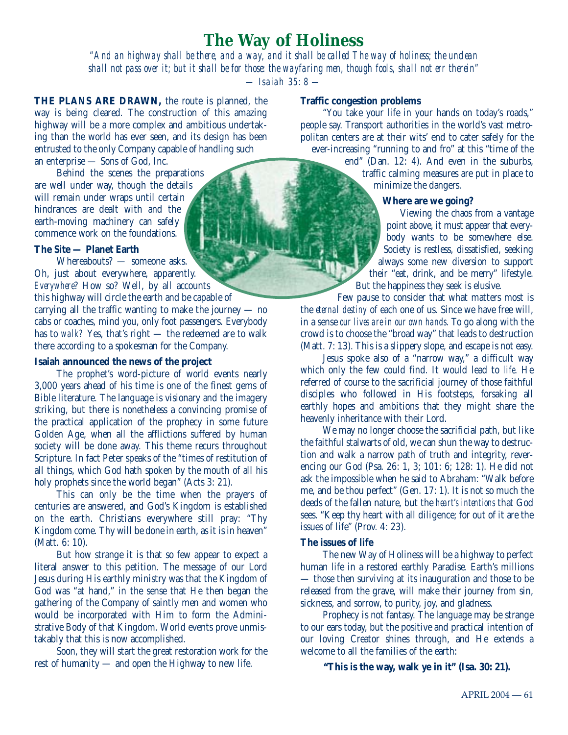# The Way of Holiness

*"And an highway shall be there, and a way, and it shall be called The way of holiness; the unclean shall not pass over it; but it shall be for those: the wayfaring men, though fools, shall not err therein"*
*— Isaiah 35: 8 —*

**THE PLANS ARE DRAWN,** the route is planned, the way is being cleared. The construction of this amazing highway will be a more complex and ambitious undertaking than the world has ever seen, and its design has been entrusted to the only Company capable of handling such an enterprise — Sons of God, Inc.

Behind the scenes the preparations are well under way, though the details will remain under wraps until certain hindrances are dealt with and the earth-moving machinery can safely commence work on the foundations.

**The Site — Planet Earth**

Whereabouts? — someone asks. Oh, just about everywhere, apparently. *Everywhere*? How so? Well, by all accounts this highway will circle the earth and be capable of carrying all the traffic wanting to make the journey — no cabs or coaches, mind you, only foot passengers. Everybody has to *walk?* Yes, that's right — the redeemed are to walk there according to a spokesman for the Company.

**Isaiah announced the news of the project**

The prophet's word-picture of world events nearly 3,000 years ahead of his time is one of the finest gems of Bible literature. The language is visionary and the imagery striking, but there is nonetheless a convincing promise of the practical application of the prophecy in some future Golden Age, when all the afflictions suffered by human society will be done away. This theme recurs throughout Scripture. In fact Peter speaks of the "times of restitution of all things, which God hath spoken by the mouth of all his holy prophets since the world began" (Acts 3: 21).

This can only be the time when the prayers of centuries are answered, and God's Kingdom is established on the earth. Christians everywhere still pray: "Thy Kingdom come. Thy will be done in earth, as it is in heaven" (Matt. 6: 10).

But how strange it is that so few appear to expect a literal answer to this petition. The message of our Lord Jesus during His earthly ministry was that the Kingdom of God was "at hand," in the sense that He then began the gathering of the Company of saintly men and women who would be incorporated with Him to form the Administrative Body of that Kingdom. World events prove unmistakably that this is now accomplished.

Soon, they will start the great restoration work for the rest of humanity — and open the Highway to new life.

**Traffic congestion problems**

"You take your life in your hands on today's roads," people say. Transport authorities in the world's vast metropolitan centers are at their wits' end to cater safely for the ever-increasing "running to and fro" at this "time of the end" (Dan. 12: 4). And even in the suburbs, traffic calming measures are put in place to minimize the dangers.

**Where are we going?**

Viewing the chaos from a vantage point above, it must appear that everybody wants to be somewhere else. Society is restless, dissatisfied, seeking always some new diversion to support their "eat, drink, and be merry" lifestyle. But the happiness they seek is elusive.

Few pause to consider that what matters most is the *eternal destiny* of each one of us. Since we have free will, in a sense *our lives are in our own hands*. To go along with the crowd is to choose the "broad way" that leads to destruction (Matt. 7: 13). This is a slippery slope, and escape is not easy.

Jesus spoke also of a "narrow way," a difficult way which only the few could find. It would lead to *life*. He referred of course to the sacrificial journey of those faithful disciples who followed in His footsteps, forsaking all earthly hopes and ambitions that they might share the heavenly inheritance with their Lord.

We may no longer choose the sacrificial path, but like the faithful stalwarts of old, we can shun the way to destruction and walk a narrow path of truth and integrity, reverencing our God (Psa. 26: 1, 3; 101: 6; 128: 1). He did not ask the impossible when he said to Abraham: "Walk before me, and be thou perfect" (Gen. 17: 1). It is not so much the deeds of the fallen nature, but the *heart's intentions* that God sees. "Keep thy heart with all diligence; for out of it are the issues of life" (Prov. 4: 23).

**The issues of life**

The new Way of Holiness will be a highway to perfect human life in a restored earthly Paradise. Earth's millions — those then surviving at its inauguration and those to be released from the grave, will make their journey from sin, sickness, and sorrow, to purity, joy, and gladness.

Prophecy is not fantasy. The language may be strange to our ears today, but the positive and practical intention of our loving Creator shines through, and He extends a welcome to all the families of the earth:

**"This is the way, walk ye in it" (Isa. 30: 21).**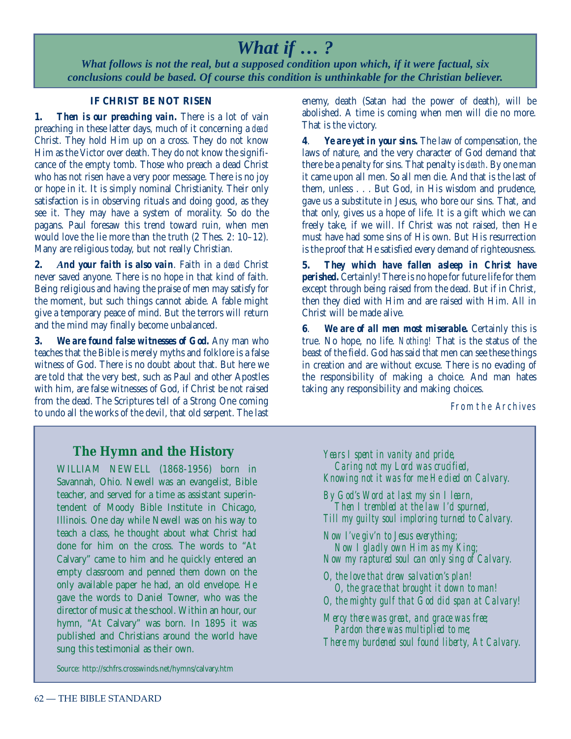# *What if … ?*

***What follows is not the real, but a supposed condition upon which, if it were factual, six conclusions could be based. Of course this condition is unthinkable for the Christian believer.***

### IF CHRIST BE NOT RISEN

**1. *Then is our preaching vain.*** There is a lot of vain preaching in these latter days, much of it concerning a *dead* Christ. They hold Him up on a cross. They do not know Him as the Victor over death. They do not know the significance of the empty tomb. Those who preach a dead Christ who has not risen have a very poor message. There is no joy or hope in it. It is simply nominal Christianity. Their only satisfaction is in observing rituals and doing good, as they see it. They may have a system of morality. So do the pagans. Paul foresaw this trend toward ruin, when men would love the lie more than the truth (2 Thes. 2: 10–12). Many are religious today, but not really Christian.

**2. *And your faith is also vain*.** Faith in a *dead* Christ never saved anyone. There is no hope in that kind of faith. Being religious and having the praise of men may satisfy for the moment, but such things cannot abide. A fable might give a temporary peace of mind. But the terrors will return and the mind may finally become unbalanced.

**3. *We are found false witnesses of God.*** Any man who teaches that the Bible is merely myths and folklore is a false witness of God. There is no doubt about that. But here we are told that the very best, such as Paul and other Apostles with him, are false witnesses of God, if Christ be not raised from the dead. The Scriptures tell of a Strong One coming to undo all the works of the devil, that old serpent. The last enemy, death (Satan had the power of death), will be abolished. A time is coming when men will die no more. That is the victory.

**4. *Ye are yet in your sins.*** The law of compensation, the laws of nature, and the very character of God demand that there be a penalty for sins. That penalty is *death*. By one man it came upon all men. So all men die. And that is the last of them, unless . . . But God, in His wisdom and prudence, gave us a substitute in Jesus, who bore our sins. That, and that only, gives us a hope of life. It is a gift which we can freely take, if we will. If Christ was not raised, then He must have had some sins of His own. But His resurrection is the proof that He satisfied every demand of righteousness.

**5. *They which have fallen asleep in Christ have perished.*** Certainly! There is no hope for future life for them except through being raised from the dead. But if in Christ, then they died with Him and are raised with Him. All in Christ will be made alive.

**6. *We are of all men most miserable.*** Certainly this is true. No hope, no life. *Nothing!* That is the status of the beast of the field. God has said that men can see these things in creation and are without excuse. There is no evading of the responsibility of making a choice. And man hates taking any responsibility and making choices.

*From the Archives*

## The Hymn and the History

WILLIAM NEWELL (1868-1956) born in Savannah, Ohio. Newell was an evangelist, Bible teacher, and served for a time as assistant superintendent of Moody Bible Institute in Chicago, Illinois. One day while Newell was on his way to teach a class, he thought about what Christ had done for him on the cross. The words to "At Calvary" came to him and he quickly entered an empty classroom and penned them down on the only available paper he had, an old envelope. He gave the words to Daniel Towner, who was the director of music at the school. Within an hour, our hymn, "At Calvary" was born. In 1895 it was published and Christians around the world have sung this testimonial as their own.

Source: http://schfrs.crosswinds.net/hymns/calvary.htm

*Years I spent in vanity and pride,*
*Caring not my Lord was crucified,*
*Knowing not it was for me He died on Calvary.*

*By God's Word at last my sin I learn,*
*Then I trembled at the law I'd spurned,*
*Till my guilty soul imploring turned to Calvary.*

*Now I've giv'n to Jesus everything;*
*Now I gladly own Him as my King;*
*Now my raptured soul can only sing of Calvary.*

*O, the love that drew salvation's plan!*
*O, the grace that brought it down to man!*
*O, the mighty gulf that God did span at Calvary!*

*Mercy there was great, and grace was free;*
*Pardon there was multiplied to me;*
*There my burdened soul found liberty, At Calvary.*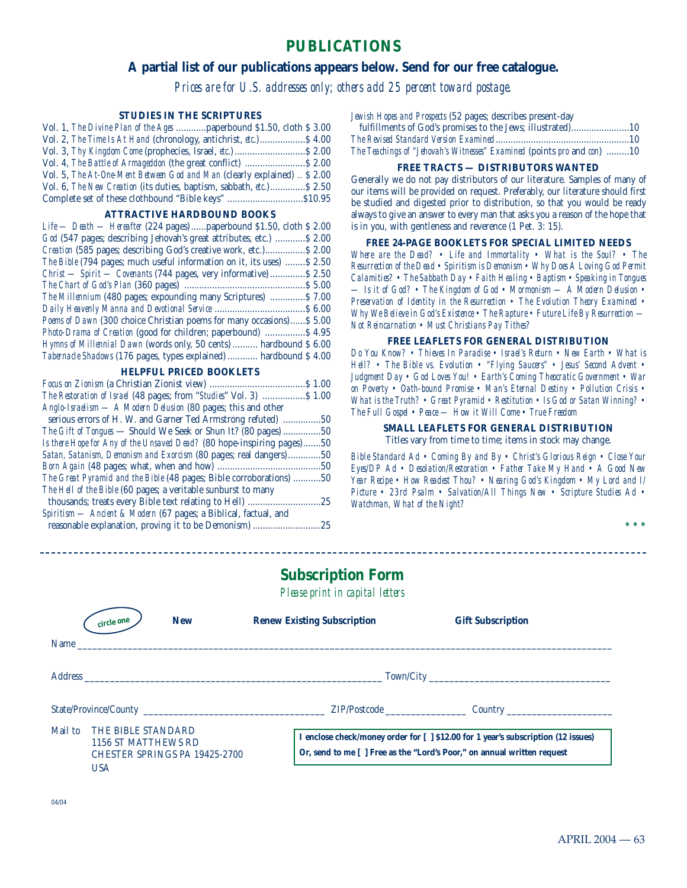# PUBLICATIONS

## A partial list of our publications appears below. Send for our free catalogue.

*Prices are for U.S. addresses only; others add 25 percent toward postage.*

### STUDIES IN THE SCRIPTURES

Vol. 1, *The Divine Plan of the Ages* ............paperbound $1.50, cloth $ 3.00
Vol. 2, *The Time Is At Hand* (chronology, antichrist, *etc.*)..................$ 4.00
Vol. 3, *Thy Kingdom Come* (prophecies, Israel, *etc.*)............................$ 2.00
Vol. 4, *The Battle of Armageddon* (the great conflict) ........................$ 2.00
Vol. 5, *The At-One-Ment Between God and Man* (clearly explained) .. $ 2.00
Vol. 6, *The New Creation* (its duties, baptism, sabbath, *etc.*)..............$ 2.50
Complete set of these clothbound "Bible keys" .............................$10.95

### ATTRACTIVE HARDBOUND BOOKS

*Life — Death — Hereafter* (224 pages)......paperbound $1.50, cloth $ 2.00
*God* (547 pages; describing Jehovah's great attributes, etc.) ............$ 2.00
*Creation* (585 pages; describing God's creative work, etc.)................$ 2.00
*The Bible* (794 pages; much useful information on it, its uses) ........$ 2.50
*Christ — Spirit — Covenants* (744 pages, very informative)..............$ 2.50
*The Chart of God's Plan* (360 pages) ................................................$ 5.00
*The Millennium* (480 pages; expounding many Scriptures) ..............$ 7.00
*Daily Heavenly Manna and Devotional Service* ....................................$ 6.00
*Poems of Dawn* (300 choice Christian poems for many occasions)......$ 5.00
*Photo-Drama of Creation* (good for children; paperbound) ................$ 4.95
*Hymns of Millennial Dawn* (words only, 50 cents).......... hardbound $ 6.00
*Tabernacle Shadows* (176 pages, types explained)............ hardbound $ 4.00

### HELPFUL PRICED BOOKLETS

*Focus on Zionism* (a Christian Zionist view) ......................................$ 1.00
*The Restoration of Israel* (48 pages; from "*Studies*" Vol. 3) .................$ 1.00
*Anglo-Israelism — A Modern Delusion* (80 pages; this and other serious errors of H. W. and Garner Ted Armstrong refuted) ...............50
*The Gift of Tongues* — Should We Seek or Shun It? (80 pages)...............50
*Is there Hope for Any of the Unsaved Dead?* (80 hope-inspiring pages).......50
*Satan, Satanism, Demonism and Exorcism* (80 pages; real dangers).............50
*Born Again* (48 pages; what, when and how) .........................................50
*The Great Pyramid and the Bible* (48 pages; Bible corroborations) ...........50
*The Hell of the Bible* (60 pages; a veritable sunburst to many thousands; treats every Bible text relating to Hell) .............................25
*Spiritism — Ancient & Modern* (67 pages; a Biblical, factual, and reasonable explanation, proving it to be Demonism) ...........................25
*Jewish Hopes and Prospects* (52 pages; describes present-day fulfillments of God's promises to the Jews; illustrated).......................10
*The Revised Standard Version Examined*.....................................................10
*The Teachings of "Jehovah's Witnesses" Examined* (points *pro* and *con*) .........10

### FREE TRACTS — DISTRIBUTORS WANTED

Generally we do not pay distributors of our literature. Samples of many of our items will be provided on request. Preferably, our literature should first be studied and digested prior to distribution, so that you would be ready always to give an answer to every man that asks you a reason of the hope that is in you, with gentleness and reverence (1 Pet. 3: 15).

### FREE 24-PAGE BOOKLETS FOR SPECIAL LIMITED NEEDS

*Where are the Dead? • Life and Immortality • What is the Soul? • The Resurrection of the Dead • Spiritism is Demonism • Why Does A Loving God Permit Calamities? • The Sabbath Day • Faith Healing • Baptism • Speaking in Tongues — Is it of God? • The Kingdom of God • Mormonism — A Modern Delusion • Preservation of Identity in the Resurrection • The Evolution Theory Examined • Why We Believe in God's Existence • The Rapture • Future Life By Resurrection — Not Reincarnation • Must Christians Pay Tithes?*

### FREE LEAFLETS FOR GENERAL DISTRIBUTION

*Do You Know? • Thieves In Paradise • Israel's Return • New Earth • What is Hell? • The Bible vs. Evolution • "Flying Saucers" • Jesus' Second Advent • Judgment Day • God Loves You! • Earth's Coming Theocratic Government • War on Poverty • Oath-bound Promise • Man's Eternal Destiny • Pollution Crisis • What is the Truth? • Great Pyramid • Restitution • Is God or Satan Winning? • The Full Gospel • Peace — How it Will Come • True Freedom*

### SMALL LEAFLETS FOR GENERAL DISTRIBUTION

Titles vary from time to time; items in stock may change.

*Bible Standard Ad • Coming By and By • Christ's Glorious Reign • Close Your Eyes/DP Ad • Desolation/Restoration • Father Take My Hand • A Good New Year Recipe • How Readest Thou? • Nearing God's Kingdom • My Lord and I/ Picture • 23rd Psalm • Salvation/All Things New • Scripture Studies Ad • Watchman, What of the Night?*

\* \* \*

---

## Subscription Form

*Please print in capital letters*

circle one **New** **Renew Existing Subscription** **Gift Subscription**

Name ____________________________________________

Address ______________________________ Town/City ____________________

State/Province/County ____________________ ZIP/Postcode ____________ Country ______________

Mail to THE BIBLE STANDARD
1156 ST MATTHEWS RD
CHESTER SPRINGS PA 19425-2700
USA

**I enclose check/money order for [ ] $12.00 for 1 year's subscription (12 issues)**
**Or, send to me [ ] Free as the "Lord's Poor," on annual written request**

04/04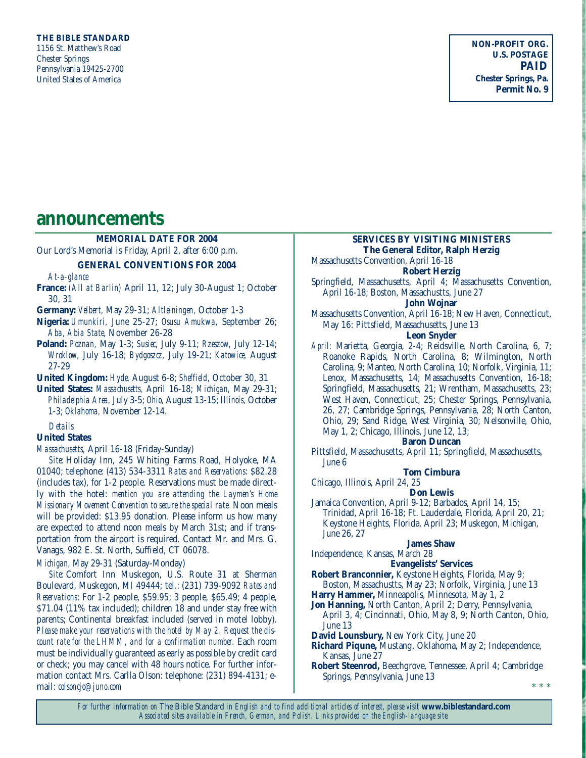**THE BIBLE STANDARD**
1156 St. Matthew's Road
Chester Springs
Pennsylvania 19425-2700
United States of America

**NON-PROFIT ORG.**
**U.S. POSTAGE**
**PAID**
**Chester Springs, Pa.**
**Permit No. 9**

# announcements

### MEMORIAL DATE FOR 2004

Our Lord's Memorial is Friday, April 2, after 6:00 p.m.

### GENERAL CONVENTIONS FOR 2004

*At-a-glance*

**France:** *(All at Barlin)* April 11, 12; July 30-August 1; October 30, 31

**Germany:** *Velbert,* May 29-31; *Altleiningen,* October 1-3

**Nigeria:** *Umunkiri,* June 25-27; *Osusu Amukwa,* September 26; *Aba, Abia State,* November 26-28

**Poland:** *Poznan,* May 1-3; *Susiec,* July 9-11; *Rzeszow,* July 12-14; *Wroklow,* July 16-18; *Bydgoszcz,* July 19-21; *Katowice,* August 27-29

**United Kingdom:** *Hyde,* August 6-8; *Sheffield,* October 30, 31

**United States:** *Massachusetts,* April 16-18; *Michigan,* May 29-31; *Philadelphia Area,* July 3-5; *Ohio,* August 13-15; *Illinois,* October 1-3; *Oklahoma,* November 12-14.

*Details*

**United States**

*Massachusetts,* April 16-18 (Friday-Sunday)

*Site:* Holiday Inn, 245 Whiting Farms Road, Holyoke, MA 01040; telephone: (413) 534-3311 *Rates and Reservations:* $82.28 (includes tax), for 1-2 people. Reservations must be made directly with the hotel: *mention you are attending the Laymen's Home Missionary Movement Convention to secure the special rate.* Noon meals will be provided: $13.95 donation. Please inform us how many are expected to attend noon meals by March 31st; and if transportation from the airport is required. Contact Mr. and Mrs. G. Vanags, 982 E. St. North, Suffield, CT 06078.

*Michigan,* May 29-31 (Saturday-Monday)

*Site:* Comfort Inn Muskegon, U.S. Route 31 at Sherman Boulevard, Muskegon, MI 49444; tel.: (231) 739-9092 *Rates and Reservations:* For 1-2 people, $59.95; 3 people, $65.49; 4 people, $71.04 (11% tax included); children 18 and under stay free with parents; Continental breakfast included (served in motel lobby). *Please make your reservations with the hotel by May 2. Request the discount rate for the LHMM, and for a confirmation number.* Each room must be individually guaranteed as early as possible by credit card or check; you may cancel with 48 hours notice. For further information contact Mrs. Carlla Olson: telephone: (231) 894-4131; e-mail: *colsoncjo@juno.com*

### SERVICES BY VISITING MINISTERS

**The General Editor, Ralph Herzig**

Massachusetts Convention, April 16-18

**Robert Herzig**

Springfield, Massachusetts, April 4; Massachusetts Convention, April 16-18; Boston, Massachustts, June 27

**John Wojnar**

Massachusetts Convention, April 16-18; New Haven, Connecticut, May 16: Pittsfield, Massachusetts, June 13

**Leon Snyder**

*April:* Marietta, Georgia, 2-4; Reidsville, North Carolina, 6, 7; Roanoke Rapids, North Carolina, 8; Wilmington, North Carolina, 9; Manteo, North Carolina, 10; Norfolk, Virginia, 11; Lenox, Massachusetts, 14; Massachusetts Convention, 16-18; Springfield, Massachusetts, 21; Wrentham, Massachusetts, 23; West Haven, Connecticut, 25; Chester Springs, Pennsylvania, 26, 27; Cambridge Springs, Pennsylvania, 28; North Canton, Ohio, 29; Sand Ridge, West Virginia, 30; Nelsonville, Ohio, May 1, 2; Chicago, Illinois, June 12, 13;

**Baron Duncan**

Pittsfield, Massachusetts, April 11; Springfield, Massachusetts, June 6

**Tom Cimbura**

Chicago, Illinois, April 24, 25

**Don Lewis**

Jamaica Convention, April 9-12; Barbados, April 14, 15; Trinidad, April 16-18; Ft. Lauderdale, Florida, April 20, 21; Keystone Heights, Florida, April 23; Muskegon, Michigan, June 26, 27

**James Shaw**

Independence, Kansas, March 28

**Evangelists' Services**

**Robert Branconnier,** Keystone Heights, Florida, May 9; Boston, Massachustts, May 23; Norfolk, Virginia, June 13

**Harry Hammer,** Minneapolis, Minnesota, May 1, 2

**Jon Hanning,** North Canton, April 2; Derry, Pennsylvania, April 3, 4; Cincinnati, Ohio, May 8, 9; North Canton, Ohio, June 13

**David Lounsbury,** New York City, June 20

**Richard Piqune,** Mustang, Oklahoma, May 2; Independence, Kansas, June 27

**Robert Steenrod,** Beechgrove, Tennessee, April 4; Cambridge Springs, Pennsylvania, June 13

\* \* \*

*For further information on* The Bible Standard *in English and to find additional articles of interest, please visit* **www.biblestandard.com**
*Associated sites available in French, German, and Polish. Links provided on the English-language site.*